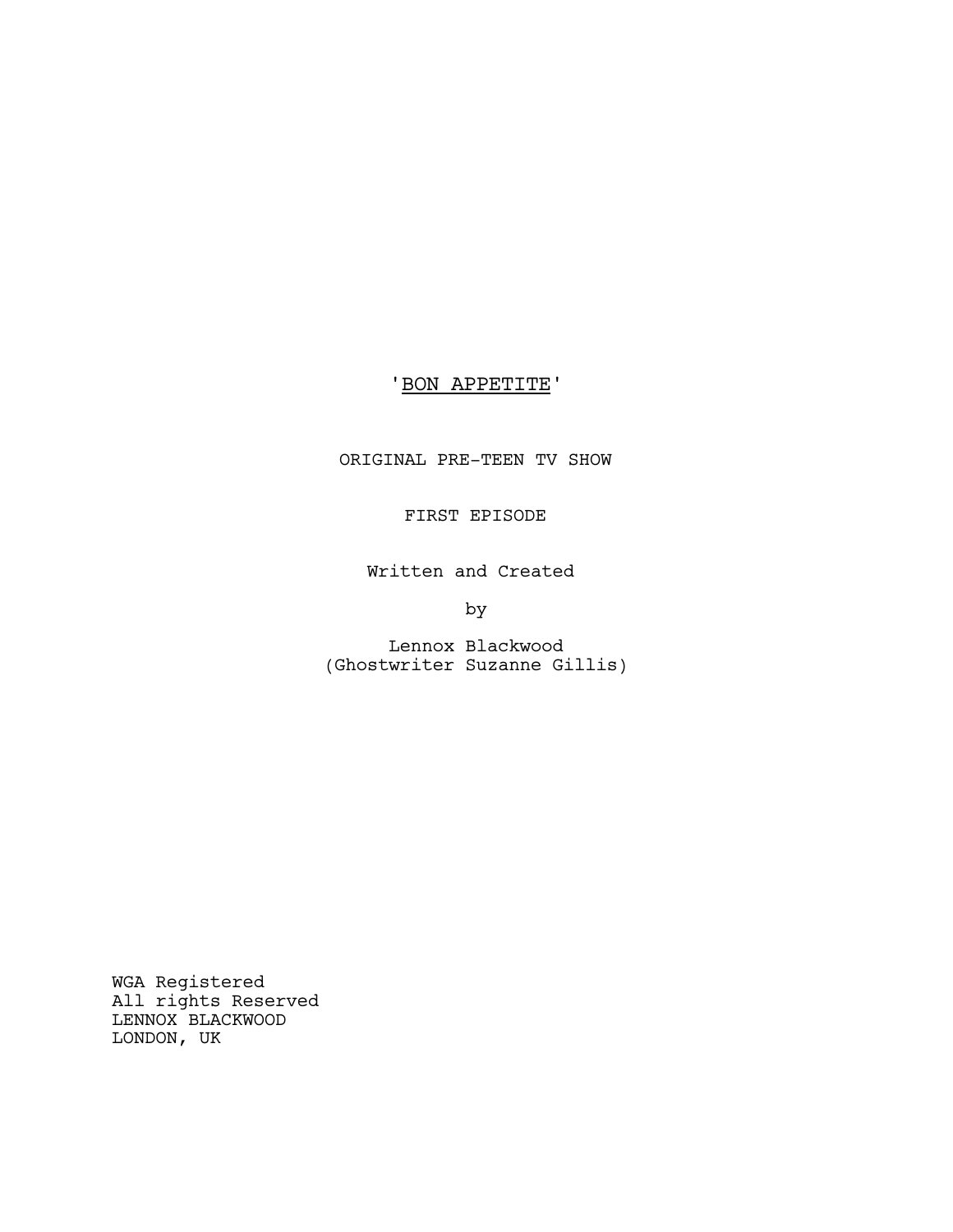# 'BON APPETITE'

ORIGINAL PRE-TEEN TV SHOW

FIRST EPISODE

Written and Created

by

Lennox Blackwood
(Ghostwriter Suzanne Gillis)

WGA Registered
All rights Reserved
LENNOX BLACKWOOD
LONDON, UK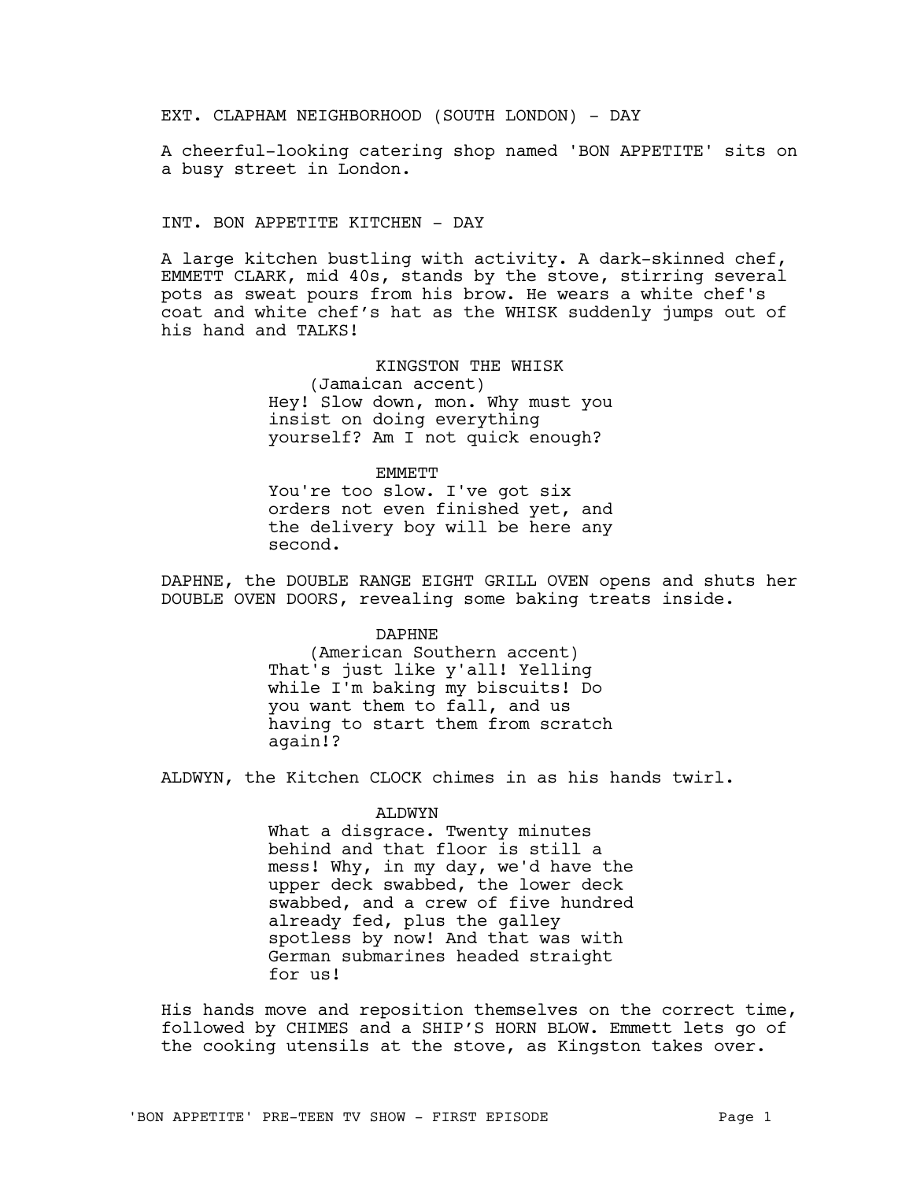EXT. CLAPHAM NEIGHBORHOOD (SOUTH LONDON) - DAY

A cheerful-looking catering shop named 'BON APPETITE' sits on a busy street in London.

INT. BON APPETITE KITCHEN - DAY

A large kitchen bustling with activity. A dark-skinned chef, EMMETT CLARK, mid 40s, stands by the stove, stirring several pots as sweat pours from his brow. He wears a white chef's coat and white chef's hat as the WHISK suddenly jumps out of his hand and TALKS!

KINGSTON THE WHISK
(Jamaican accent)
Hey! Slow down, mon. Why must you insist on doing everything yourself? Am I not quick enough?

EMMETT
You're too slow. I've got six orders not even finished yet, and the delivery boy will be here any second.

DAPHNE, the DOUBLE RANGE EIGHT GRILL OVEN opens and shuts her DOUBLE OVEN DOORS, revealing some baking treats inside.

DAPHNE
(American Southern accent)
That's just like y'all! Yelling while I'm baking my biscuits! Do you want them to fall, and us having to start them from scratch again!?

ALDWYN, the Kitchen CLOCK chimes in as his hands twirl.

ALDWYN
What a disgrace. Twenty minutes behind and that floor is still a mess! Why, in my day, we'd have the upper deck swabbed, the lower deck swabbed, and a crew of five hundred already fed, plus the galley spotless by now! And that was with German submarines headed straight for us!

His hands move and reposition themselves on the correct time, followed by CHIMES and a SHIP'S HORN BLOW. Emmett lets go of the cooking utensils at the stove, as Kingston takes over.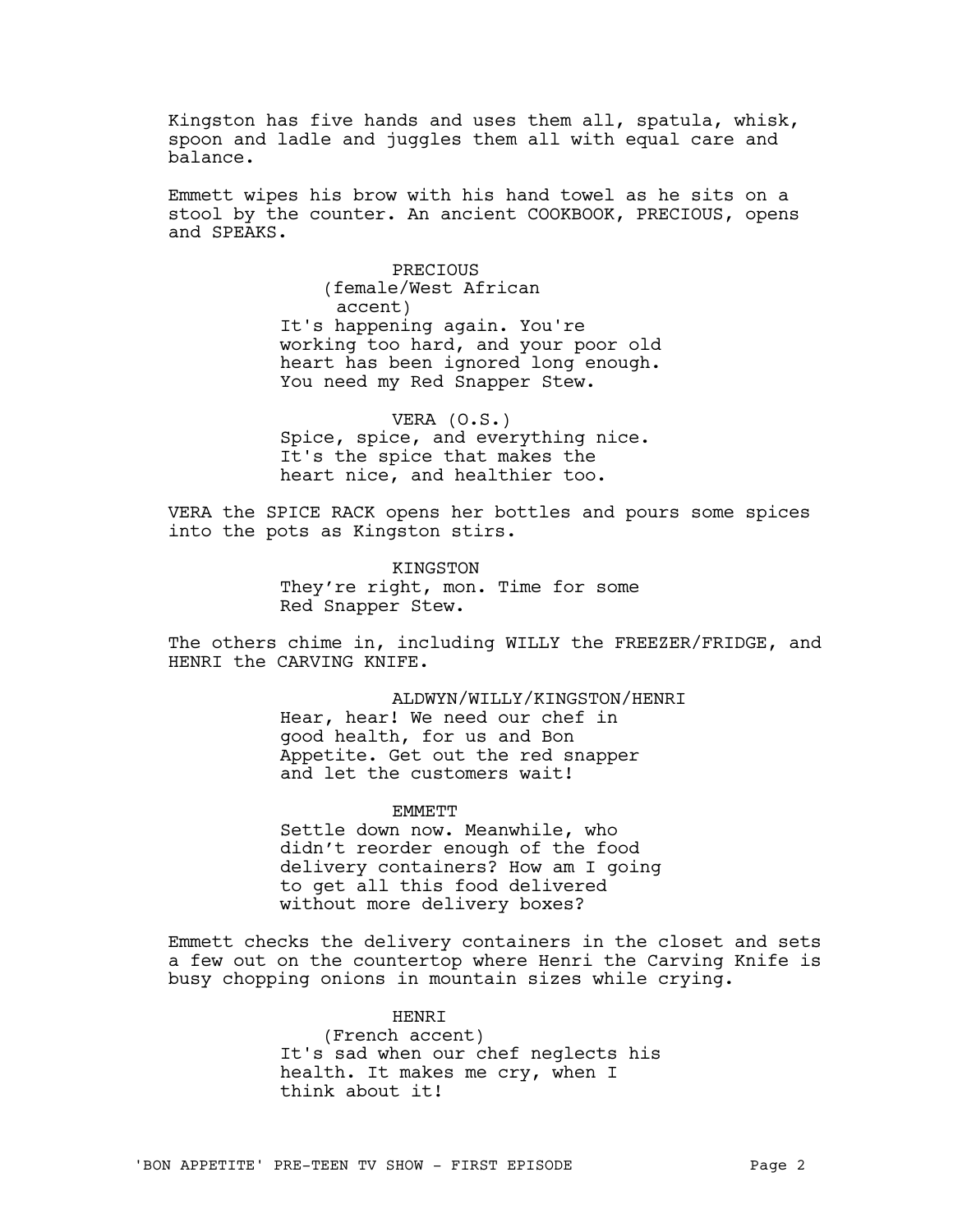Kingston has five hands and uses them all, spatula, whisk, spoon and ladle and juggles them all with equal care and balance.

Emmett wipes his brow with his hand towel as he sits on a stool by the counter. An ancient COOKBOOK, PRECIOUS, opens and SPEAKS.

PRECIOUS
(female/West African accent)
It's happening again. You're working too hard, and your poor old heart has been ignored long enough. You need my Red Snapper Stew.

VERA (O.S.)
Spice, spice, and everything nice. It's the spice that makes the heart nice, and healthier too.

VERA the SPICE RACK opens her bottles and pours some spices into the pots as Kingston stirs.

KINGSTON
They're right, mon. Time for some Red Snapper Stew.

The others chime in, including WILLY the FREEZER/FRIDGE, and HENRI the CARVING KNIFE.

ALDWYN/WILLY/KINGSTON/HENRI
Hear, hear! We need our chef in good health, for us and Bon Appetite. Get out the red snapper and let the customers wait!

EMMETT
Settle down now. Meanwhile, who didn't reorder enough of the food delivery containers? How am I going to get all this food delivered without more delivery boxes?

Emmett checks the delivery containers in the closet and sets a few out on the countertop where Henri the Carving Knife is busy chopping onions in mountain sizes while crying.

HENRI
(French accent)
It's sad when our chef neglects his health. It makes me cry, when I think about it!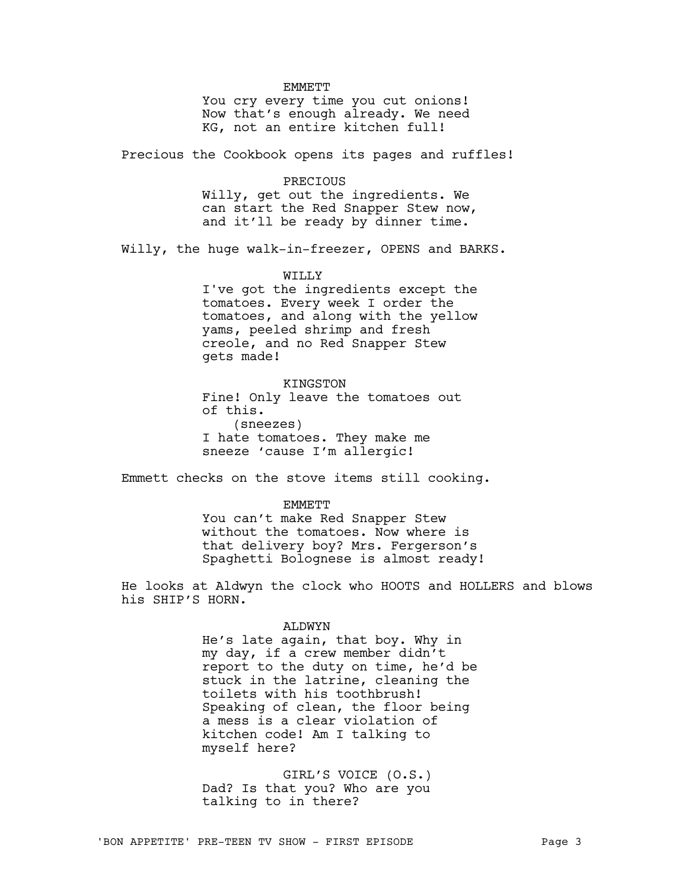EMMETT

You cry every time you cut onions! Now that's enough already. We need KG, not an entire kitchen full!

Precious the Cookbook opens its pages and ruffles!

PRECIOUS

Willy, get out the ingredients. We can start the Red Snapper Stew now, and it'll be ready by dinner time.

Willy, the huge walk-in-freezer, OPENS and BARKS.

WILLY

I've got the ingredients except the tomatoes. Every week I order the tomatoes, and along with the yellow yams, peeled shrimp and fresh creole, and no Red Snapper Stew gets made!

KINGSTON

Fine! Only leave the tomatoes out of this.

(sneezes)

I hate tomatoes. They make me sneeze 'cause I'm allergic!

Emmett checks on the stove items still cooking.

EMMETT

You can't make Red Snapper Stew without the tomatoes. Now where is that delivery boy? Mrs. Fergerson's Spaghetti Bolognese is almost ready!

He looks at Aldwyn the clock who HOOTS and HOLLERS and blows his SHIP'S HORN.

ALDWYN

He's late again, that boy. Why in my day, if a crew member didn't report to the duty on time, he'd be stuck in the latrine, cleaning the toilets with his toothbrush! Speaking of clean, the floor being a mess is a clear violation of kitchen code! Am I talking to myself here?

GIRL'S VOICE (O.S.)

Dad? Is that you? Who are you talking to in there?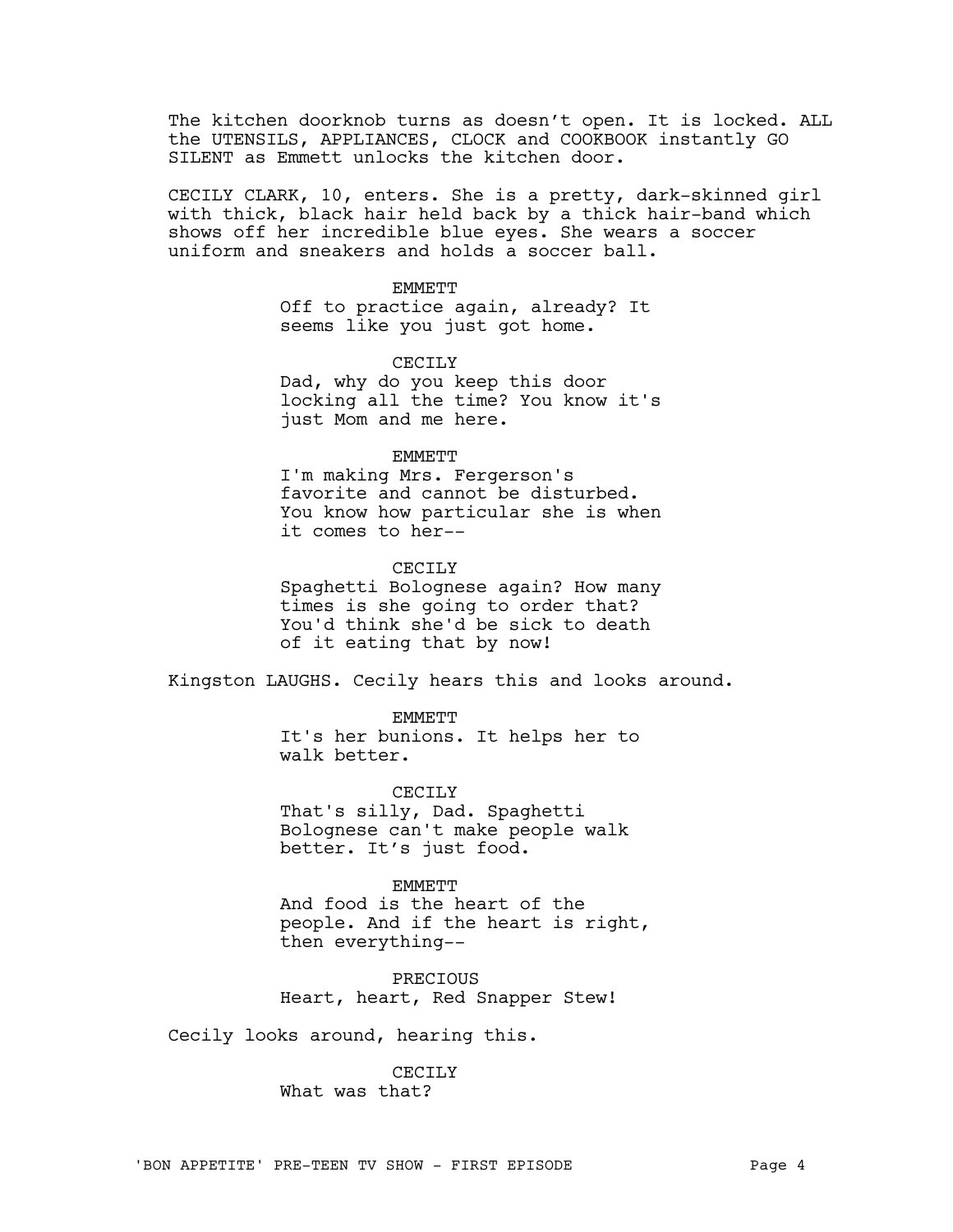The kitchen doorknob turns as doesn't open. It is locked. ALL the UTENSILS, APPLIANCES, CLOCK and COOKBOOK instantly GO SILENT as Emmett unlocks the kitchen door.

CECILY CLARK, 10, enters. She is a pretty, dark-skinned girl with thick, black hair held back by a thick hair-band which shows off her incredible blue eyes. She wears a soccer uniform and sneakers and holds a soccer ball.

EMMETT
Off to practice again, already? It seems like you just got home.

CECILY
Dad, why do you keep this door locking all the time? You know it's just Mom and me here.

EMMETT
I'm making Mrs. Fergerson's favorite and cannot be disturbed. You know how particular she is when it comes to her--

CECILY
Spaghetti Bolognese again? How many times is she going to order that? You'd think she'd be sick to death of it eating that by now!

Kingston LAUGHS. Cecily hears this and looks around.

EMMETT
It's her bunions. It helps her to walk better.

CECILY
That's silly, Dad. Spaghetti Bolognese can't make people walk better. It's just food.

EMMETT
And food is the heart of the people. And if the heart is right, then everything--

PRECIOUS
Heart, heart, Red Snapper Stew!

Cecily looks around, hearing this.

CECILY
What was that?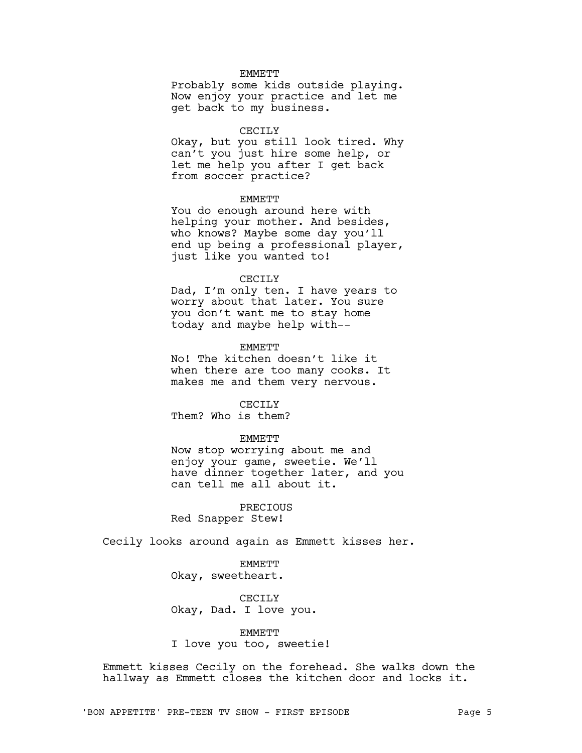EMMETT

Probably some kids outside playing. Now enjoy your practice and let me get back to my business.

CECILY

Okay, but you still look tired. Why can't you just hire some help, or let me help you after I get back from soccer practice?

EMMETT

You do enough around here with helping your mother. And besides, who knows? Maybe some day you'll end up being a professional player, just like you wanted to!

CECILY

Dad, I'm only ten. I have years to worry about that later. You sure you don't want me to stay home today and maybe help with--

EMMETT

No! The kitchen doesn't like it when there are too many cooks. It makes me and them very nervous.

CECILY

Them? Who is them?

EMMETT

Now stop worrying about me and enjoy your game, sweetie. We'll have dinner together later, and you can tell me all about it.

PRECIOUS

Red Snapper Stew!

Cecily looks around again as Emmett kisses her.

EMMETT

Okay, sweetheart.

CECILY

Okay, Dad. I love you.

EMMETT

I love you too, sweetie!

Emmett kisses Cecily on the forehead. She walks down the hallway as Emmett closes the kitchen door and locks it.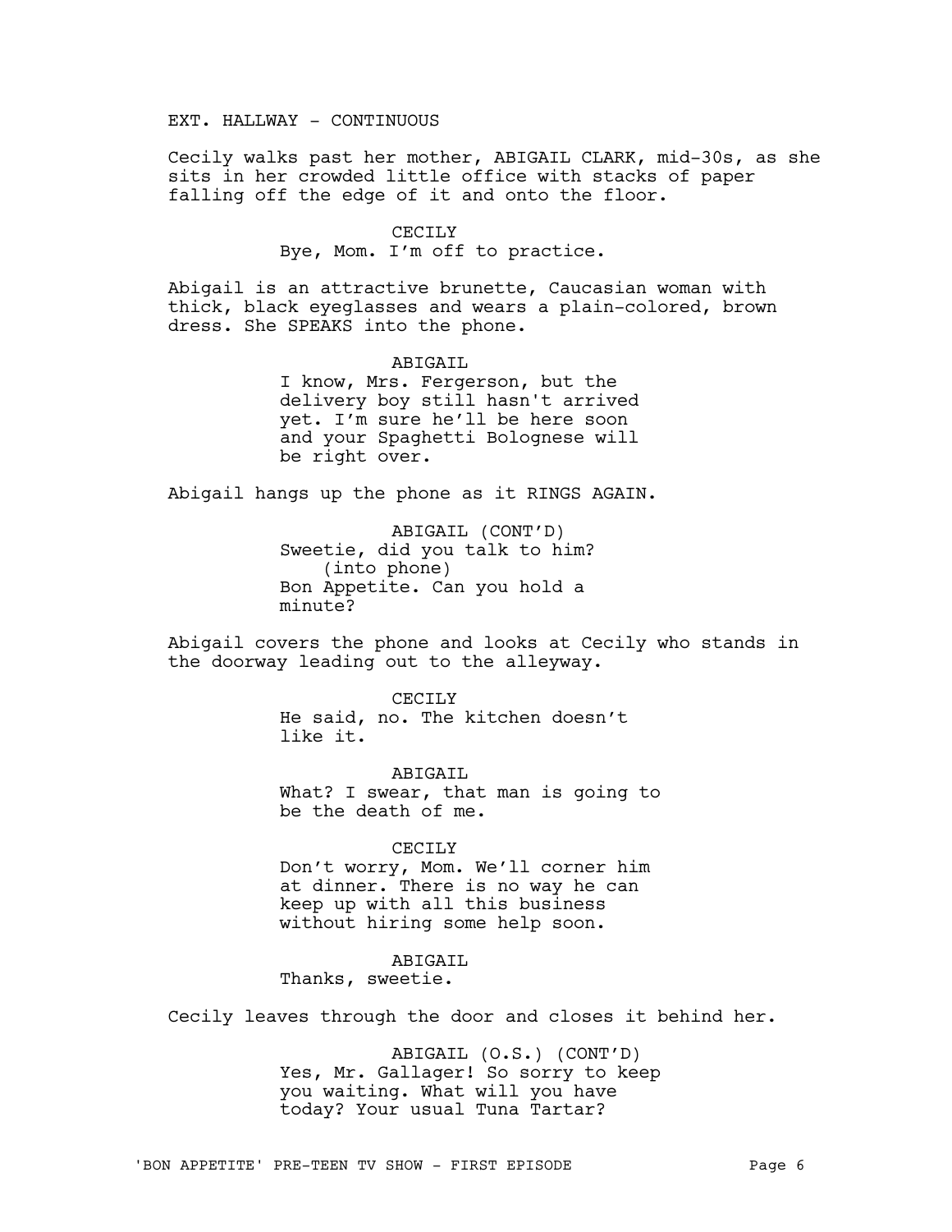EXT. HALLWAY - CONTINUOUS

Cecily walks past her mother, ABIGAIL CLARK, mid-30s, as she sits in her crowded little office with stacks of paper falling off the edge of it and onto the floor.

CECILY
Bye, Mom. I'm off to practice.

Abigail is an attractive brunette, Caucasian woman with thick, black eyeglasses and wears a plain-colored, brown dress. She SPEAKS into the phone.

ABIGAIL
I know, Mrs. Fergerson, but the delivery boy still hasn't arrived yet. I'm sure he'll be here soon and your Spaghetti Bolognese will be right over.

Abigail hangs up the phone as it RINGS AGAIN.

ABIGAIL (CONT'D)
Sweetie, did you talk to him?
(into phone)
Bon Appetite. Can you hold a minute?

Abigail covers the phone and looks at Cecily who stands in the doorway leading out to the alleyway.

CECILY
He said, no. The kitchen doesn't like it.

ABIGAIL
What? I swear, that man is going to be the death of me.

CECILY
Don't worry, Mom. We'll corner him at dinner. There is no way he can keep up with all this business without hiring some help soon.

ABIGAIL
Thanks, sweetie.

Cecily leaves through the door and closes it behind her.

ABIGAIL (O.S.) (CONT'D)
Yes, Mr. Gallager! So sorry to keep you waiting. What will you have today? Your usual Tuna Tartar?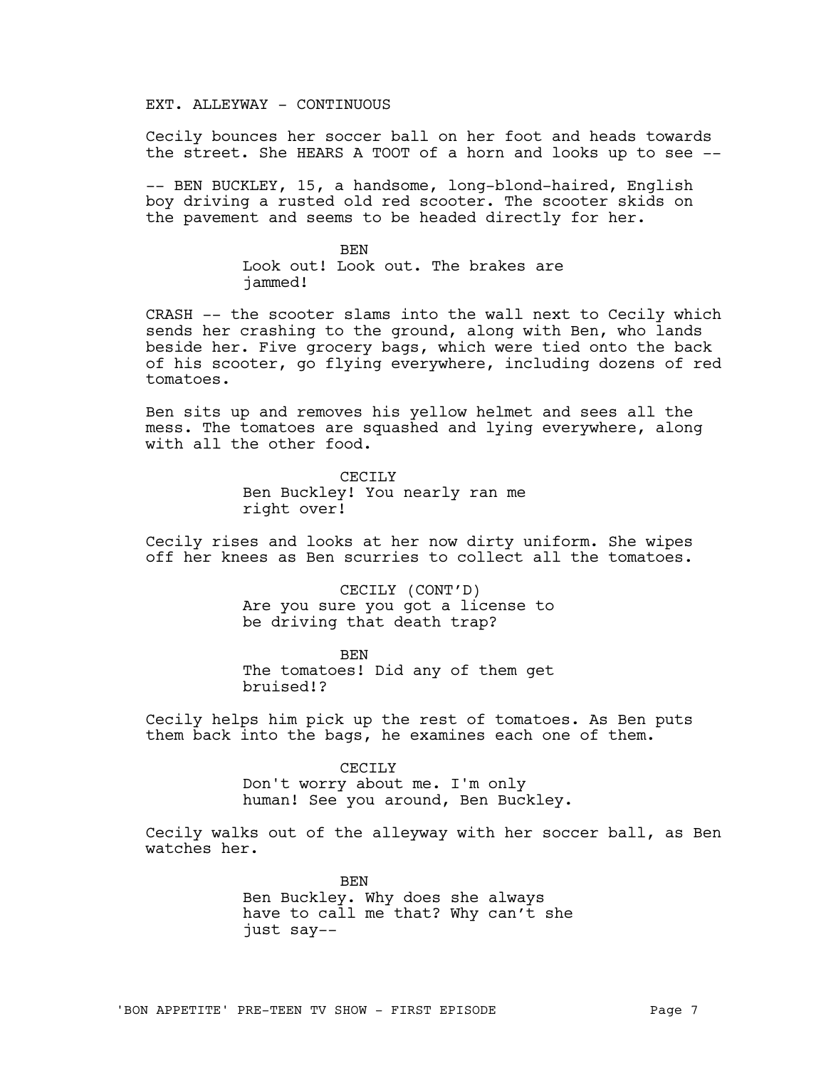EXT. ALLEYWAY - CONTINUOUS

Cecily bounces her soccer ball on her foot and heads towards the street. She HEARS A TOOT of a horn and looks up to see --

-- BEN BUCKLEY, 15, a handsome, long-blond-haired, English boy driving a rusted old red scooter. The scooter skids on the pavement and seems to be headed directly for her.

BEN
Look out! Look out. The brakes are jammed!

CRASH -- the scooter slams into the wall next to Cecily which sends her crashing to the ground, along with Ben, who lands beside her. Five grocery bags, which were tied onto the back of his scooter, go flying everywhere, including dozens of red tomatoes.

Ben sits up and removes his yellow helmet and sees all the mess. The tomatoes are squashed and lying everywhere, along with all the other food.

CECILY
Ben Buckley! You nearly ran me right over!

Cecily rises and looks at her now dirty uniform. She wipes off her knees as Ben scurries to collect all the tomatoes.

CECILY (CONT'D)
Are you sure you got a license to be driving that death trap?

BEN
The tomatoes! Did any of them get bruised!?

Cecily helps him pick up the rest of tomatoes. As Ben puts them back into the bags, he examines each one of them.

CECILY
Don't worry about me. I'm only human! See you around, Ben Buckley.

Cecily walks out of the alleyway with her soccer ball, as Ben watches her.

BEN
Ben Buckley. Why does she always have to call me that? Why can't she just say--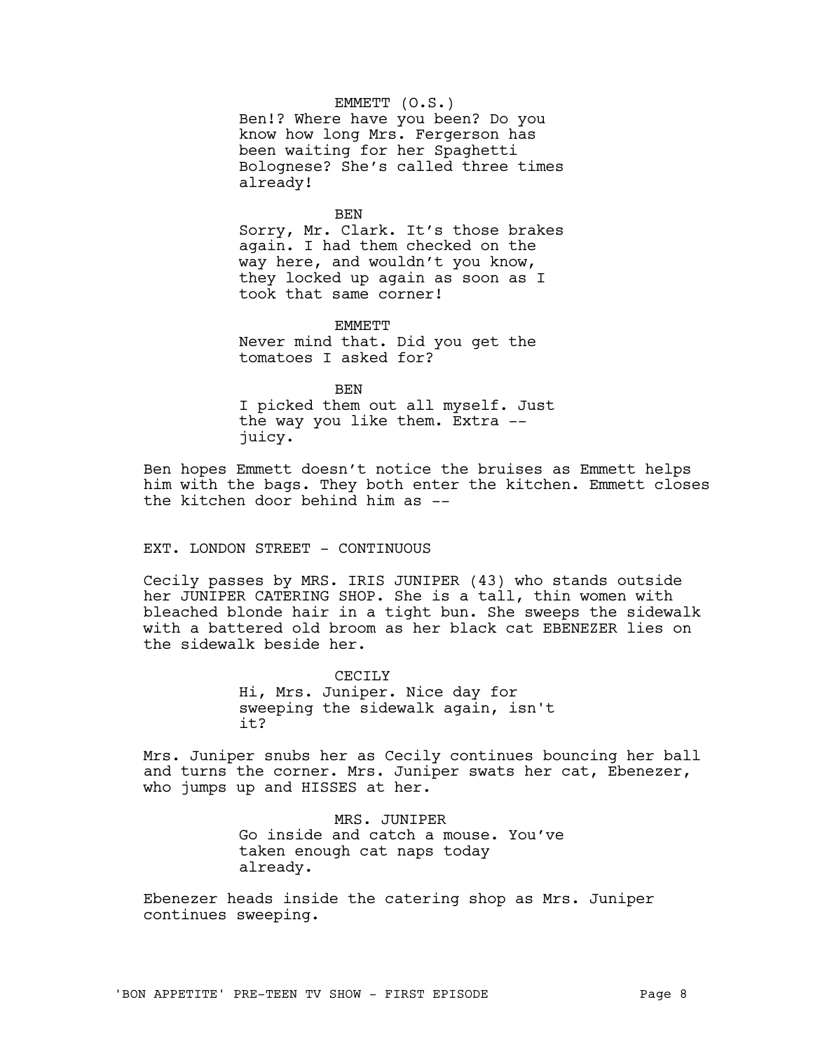EMMETT (O.S.)
Ben!? Where have you been? Do you know how long Mrs. Fergerson has been waiting for her Spaghetti Bolognese? She's called three times already!

BEN
Sorry, Mr. Clark. It's those brakes again. I had them checked on the way here, and wouldn't you know, they locked up again as soon as I took that same corner!

EMMETT
Never mind that. Did you get the tomatoes I asked for?

BEN
I picked them out all myself. Just the way you like them. Extra -- juicy.

Ben hopes Emmett doesn't notice the bruises as Emmett helps him with the bags. They both enter the kitchen. Emmett closes the kitchen door behind him as --

EXT. LONDON STREET - CONTINUOUS

Cecily passes by MRS. IRIS JUNIPER (43) who stands outside her JUNIPER CATERING SHOP. She is a tall, thin women with bleached blonde hair in a tight bun. She sweeps the sidewalk with a battered old broom as her black cat EBENEZER lies on the sidewalk beside her.

CECILY
Hi, Mrs. Juniper. Nice day for sweeping the sidewalk again, isn't it?

Mrs. Juniper snubs her as Cecily continues bouncing her ball and turns the corner. Mrs. Juniper swats her cat, Ebenezer, who jumps up and HISSES at her.

MRS. JUNIPER
Go inside and catch a mouse. You've taken enough cat naps today already.

Ebenezer heads inside the catering shop as Mrs. Juniper continues sweeping.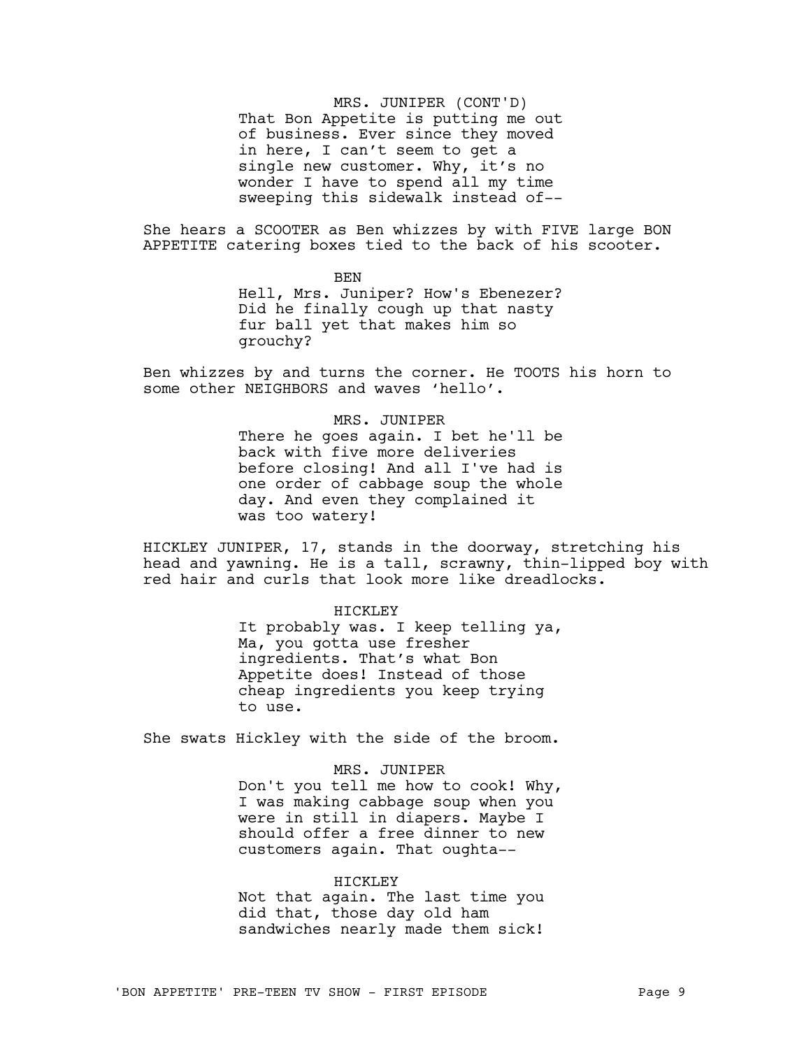MRS. JUNIPER (CONT'D)
That Bon Appetite is putting me out of business. Ever since they moved in here, I can't seem to get a single new customer. Why, it's no wonder I have to spend all my time sweeping this sidewalk instead of--

She hears a SCOOTER as Ben whizzes by with FIVE large BON APPETITE catering boxes tied to the back of his scooter.

BEN
Hell, Mrs. Juniper? How's Ebenezer? Did he finally cough up that nasty fur ball yet that makes him so grouchy?

Ben whizzes by and turns the corner. He TOOTS his horn to some other NEIGHBORS and waves 'hello'.

MRS. JUNIPER
There he goes again. I bet he'll be back with five more deliveries before closing! And all I've had is one order of cabbage soup the whole day. And even they complained it was too watery!

HICKLEY JUNIPER, 17, stands in the doorway, stretching his head and yawning. He is a tall, scrawny, thin-lipped boy with red hair and curls that look more like dreadlocks.

HICKLEY
It probably was. I keep telling ya, Ma, you gotta use fresher ingredients. That's what Bon Appetite does! Instead of those cheap ingredients you keep trying to use.

She swats Hickley with the side of the broom.

MRS. JUNIPER
Don't you tell me how to cook! Why, I was making cabbage soup when you were in still in diapers. Maybe I should offer a free dinner to new customers again. That oughta--

HICKLEY
Not that again. The last time you did that, those day old ham sandwiches nearly made them sick!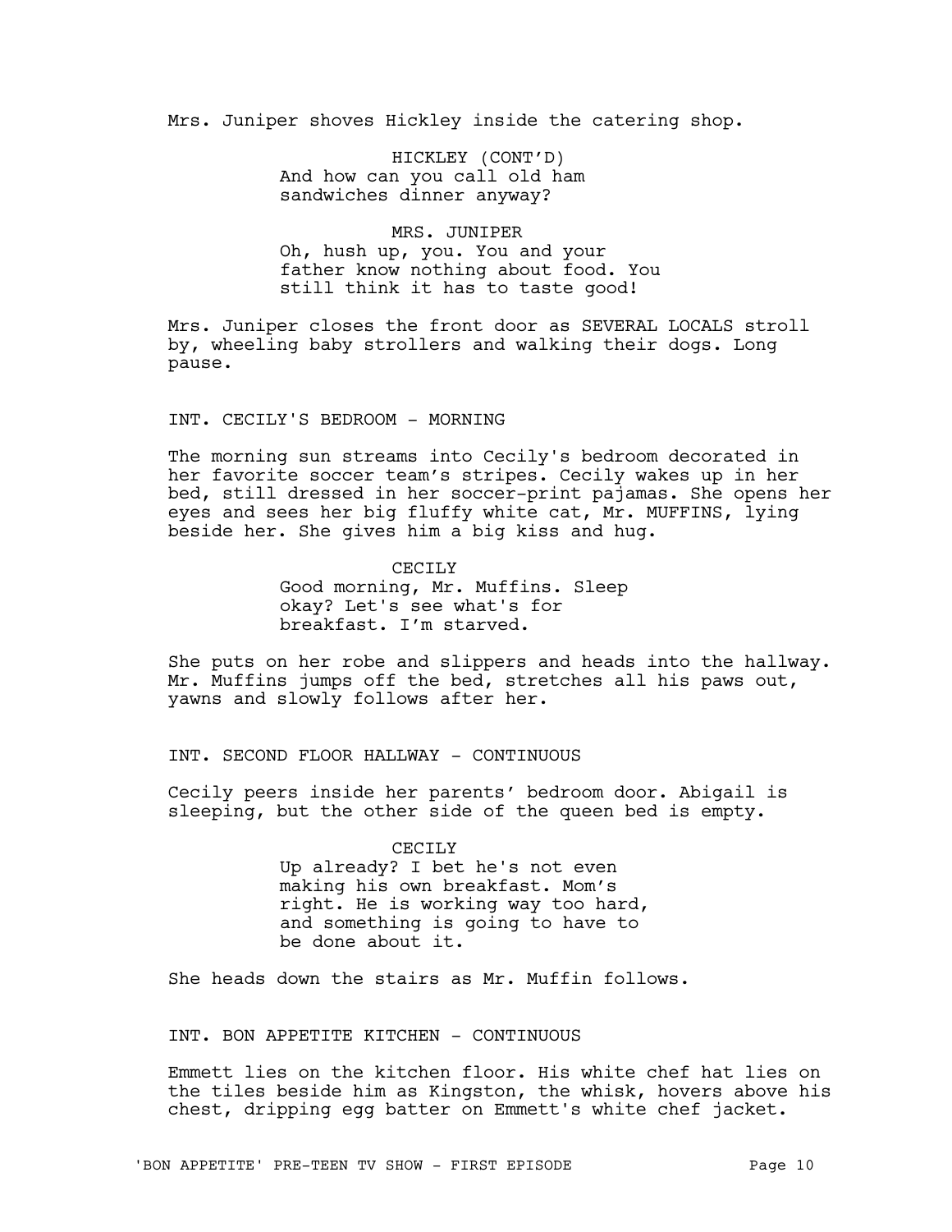Mrs. Juniper shoves Hickley inside the catering shop.

HICKLEY (CONT'D)
And how can you call old ham sandwiches dinner anyway?

MRS. JUNIPER
Oh, hush up, you. You and your father know nothing about food. You still think it has to taste good!

Mrs. Juniper closes the front door as SEVERAL LOCALS stroll by, wheeling baby strollers and walking their dogs. Long pause.

INT. CECILY'S BEDROOM - MORNING

The morning sun streams into Cecily's bedroom decorated in her favorite soccer team's stripes. Cecily wakes up in her bed, still dressed in her soccer-print pajamas. She opens her eyes and sees her big fluffy white cat, Mr. MUFFINS, lying beside her. She gives him a big kiss and hug.

CECILY
Good morning, Mr. Muffins. Sleep okay? Let's see what's for breakfast. I'm starved.

She puts on her robe and slippers and heads into the hallway. Mr. Muffins jumps off the bed, stretches all his paws out, yawns and slowly follows after her.

INT. SECOND FLOOR HALLWAY - CONTINUOUS

Cecily peers inside her parents' bedroom door. Abigail is sleeping, but the other side of the queen bed is empty.

CECILY
Up already? I bet he's not even making his own breakfast. Mom's right. He is working way too hard, and something is going to have to be done about it.

She heads down the stairs as Mr. Muffin follows.

INT. BON APPETITE KITCHEN - CONTINUOUS

Emmett lies on the kitchen floor. His white chef hat lies on the tiles beside him as Kingston, the whisk, hovers above his chest, dripping egg batter on Emmett's white chef jacket.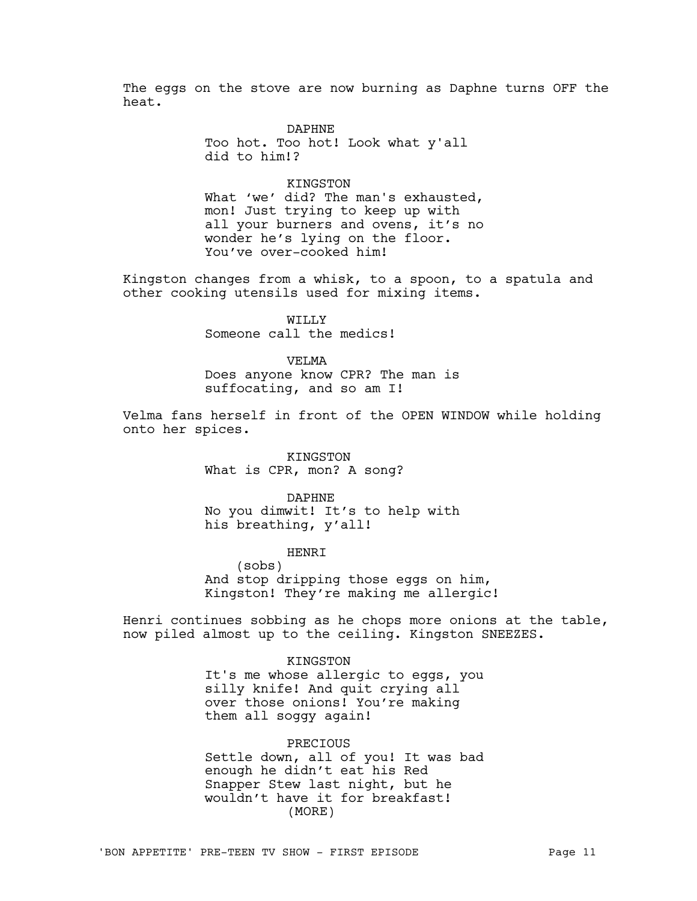The eggs on the stove are now burning as Daphne turns OFF the heat.

DAPHNE
Too hot. Too hot! Look what y'all did to him!?

KINGSTON
What 'we' did? The man's exhausted, mon! Just trying to keep up with all your burners and ovens, it's no wonder he's lying on the floor. You've over-cooked him!

Kingston changes from a whisk, to a spoon, to a spatula and other cooking utensils used for mixing items.

WILLY
Someone call the medics!

VELMA
Does anyone know CPR? The man is suffocating, and so am I!

Velma fans herself in front of the OPEN WINDOW while holding onto her spices.

KINGSTON
What is CPR, mon? A song?

DAPHNE
No you dimwit! It's to help with his breathing, y'all!

HENRI
(sobs)
And stop dripping those eggs on him, Kingston! They're making me allergic!

Henri continues sobbing as he chops more onions at the table, now piled almost up to the ceiling. Kingston SNEEZES.

KINGSTON
It's me whose allergic to eggs, you silly knife! And quit crying all over those onions! You're making them all soggy again!

PRECIOUS
Settle down, all of you! It was bad enough he didn't eat his Red Snapper Stew last night, but he wouldn't have it for breakfast!
(MORE)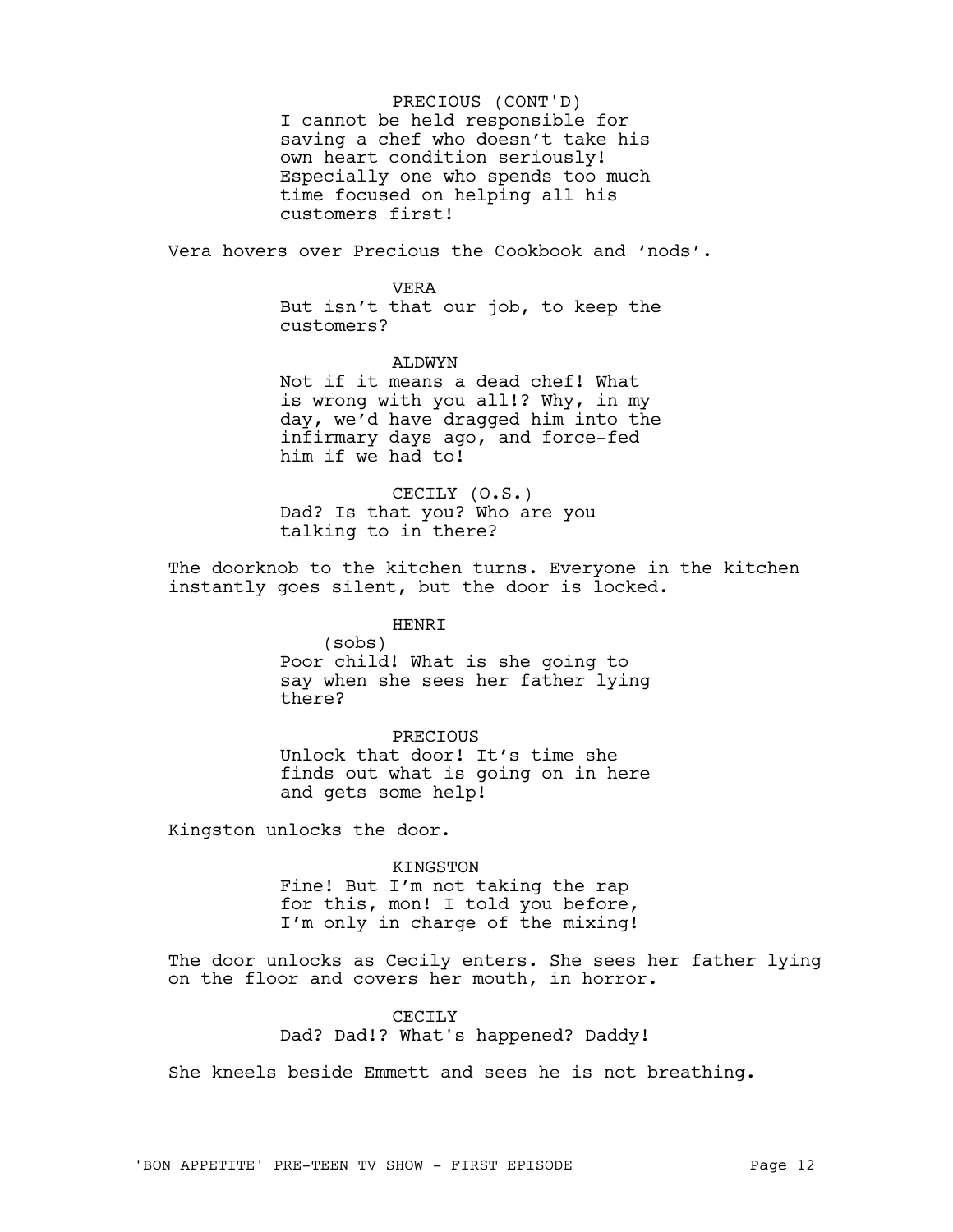PRECIOUS (CONT'D)
I cannot be held responsible for saving a chef who doesn't take his own heart condition seriously! Especially one who spends too much time focused on helping all his customers first!

Vera hovers over Precious the Cookbook and 'nods'.

VERA
But isn't that our job, to keep the customers?

ALDWYN
Not if it means a dead chef! What is wrong with you all!? Why, in my day, we'd have dragged him into the infirmary days ago, and force-fed him if we had to!

CECILY (O.S.)
Dad? Is that you? Who are you talking to in there?

The doorknob to the kitchen turns. Everyone in the kitchen instantly goes silent, but the door is locked.

HENRI
(sobs)
Poor child! What is she going to say when she sees her father lying there?

PRECIOUS
Unlock that door! It's time she finds out what is going on in here and gets some help!

Kingston unlocks the door.

KINGSTON
Fine! But I'm not taking the rap for this, mon! I told you before, I'm only in charge of the mixing!

The door unlocks as Cecily enters. She sees her father lying on the floor and covers her mouth, in horror.

CECILY
Dad? Dad!? What's happened? Daddy!

She kneels beside Emmett and sees he is not breathing.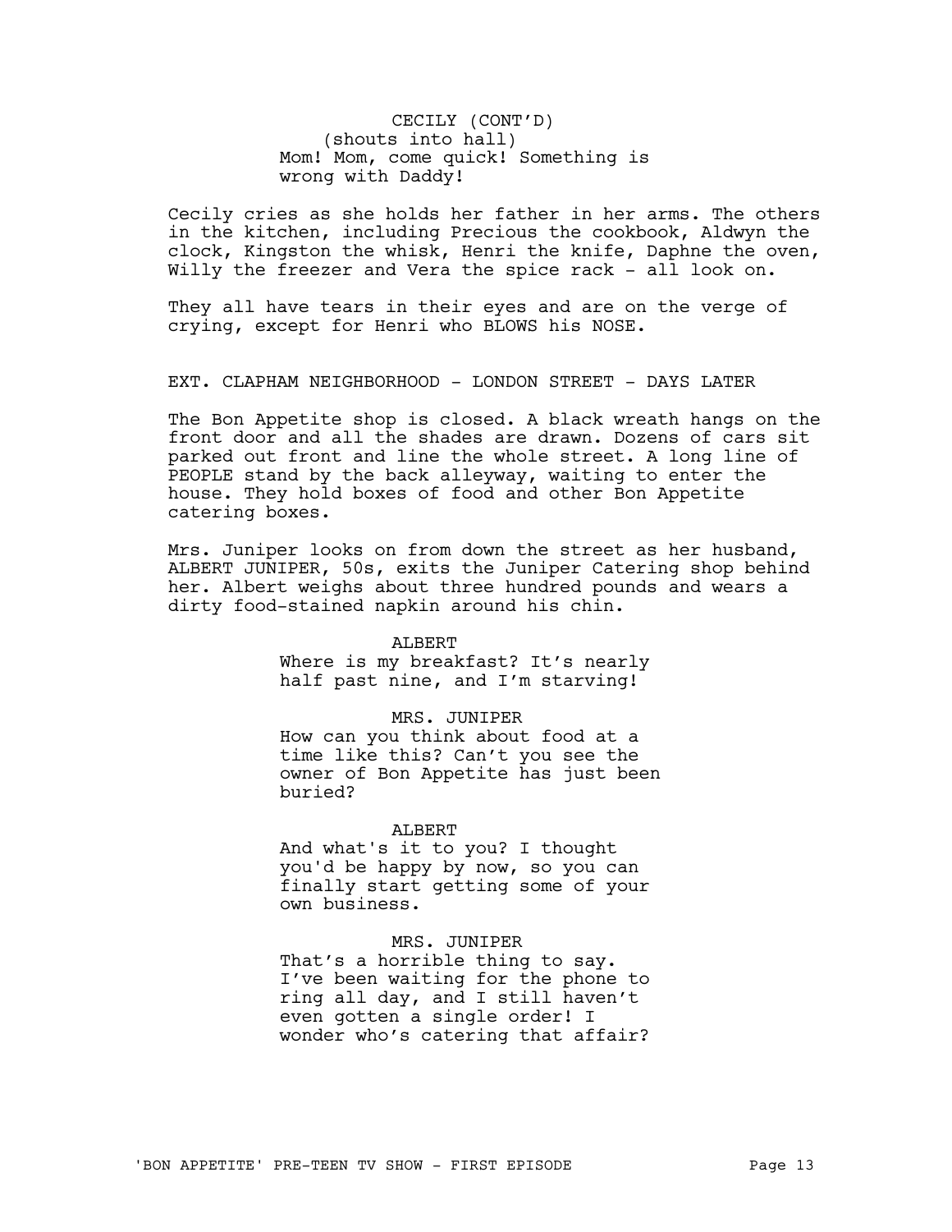CECILY (CONT'D)
(shouts into hall)
Mom! Mom, come quick! Something is wrong with Daddy!

Cecily cries as she holds her father in her arms. The others in the kitchen, including Precious the cookbook, Aldwyn the clock, Kingston the whisk, Henri the knife, Daphne the oven, Willy the freezer and Vera the spice rack - all look on.

They all have tears in their eyes and are on the verge of crying, except for Henri who BLOWS his NOSE.

EXT. CLAPHAM NEIGHBORHOOD - LONDON STREET - DAYS LATER

The Bon Appetite shop is closed. A black wreath hangs on the front door and all the shades are drawn. Dozens of cars sit parked out front and line the whole street. A long line of PEOPLE stand by the back alleyway, waiting to enter the house. They hold boxes of food and other Bon Appetite catering boxes.

Mrs. Juniper looks on from down the street as her husband, ALBERT JUNIPER, 50s, exits the Juniper Catering shop behind her. Albert weighs about three hundred pounds and wears a dirty food-stained napkin around his chin.

ALBERT
Where is my breakfast? It's nearly half past nine, and I'm starving!

MRS. JUNIPER
How can you think about food at a time like this? Can't you see the owner of Bon Appetite has just been buried?

ALBERT
And what's it to you? I thought you'd be happy by now, so you can finally start getting some of your own business.

MRS. JUNIPER
That's a horrible thing to say. I've been waiting for the phone to ring all day, and I still haven't even gotten a single order! I wonder who's catering that affair?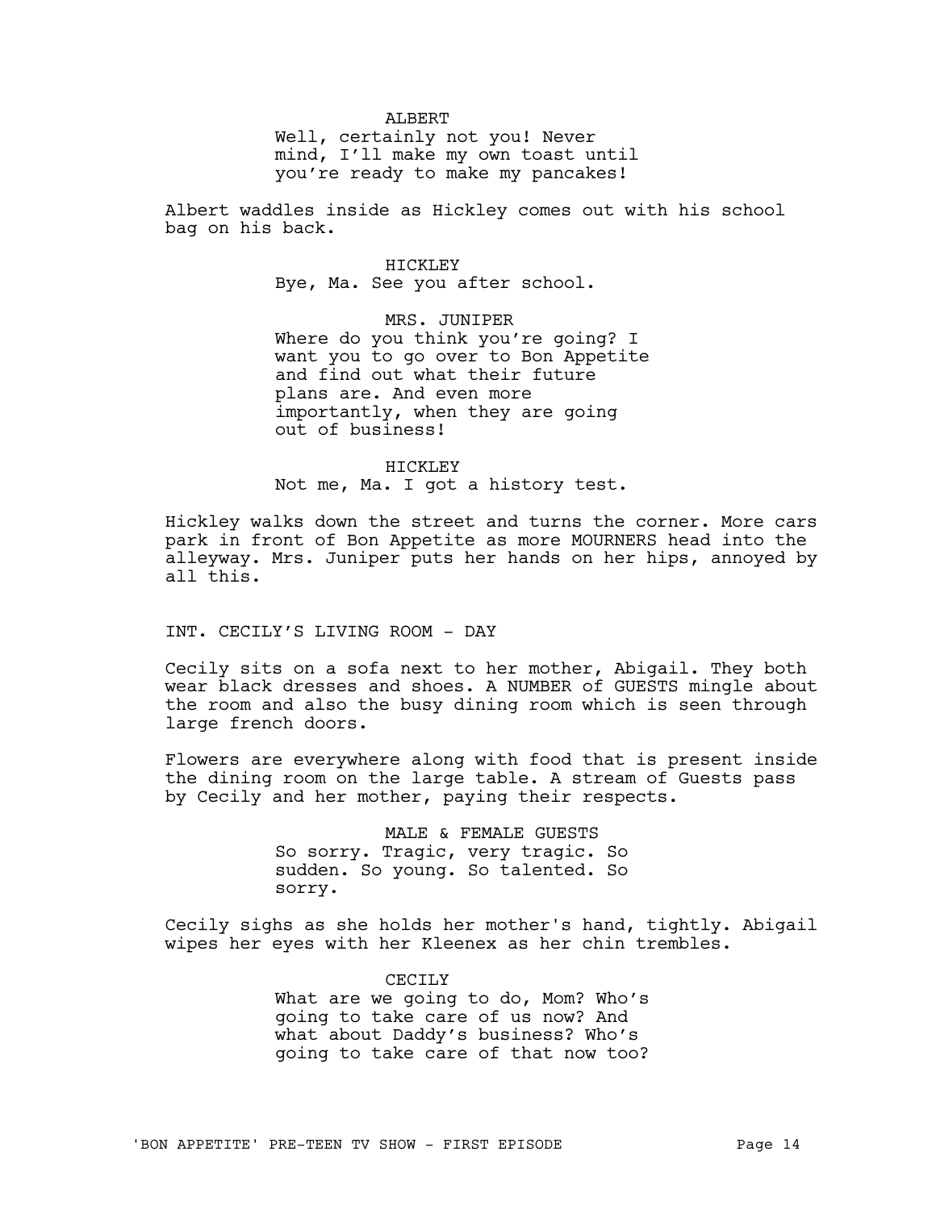ALBERT

Well, certainly not you! Never mind, I'll make my own toast until you're ready to make my pancakes!

Albert waddles inside as Hickley comes out with his school bag on his back.

HICKLEY

Bye, Ma. See you after school.

MRS. JUNIPER

Where do you think you're going? I want you to go over to Bon Appetite and find out what their future plans are. And even more importantly, when they are going out of business!

HICKLEY

Not me, Ma. I got a history test.

Hickley walks down the street and turns the corner. More cars park in front of Bon Appetite as more MOURNERS head into the alleyway. Mrs. Juniper puts her hands on her hips, annoyed by all this.

INT. CECILY'S LIVING ROOM - DAY

Cecily sits on a sofa next to her mother, Abigail. They both wear black dresses and shoes. A NUMBER of GUESTS mingle about the room and also the busy dining room which is seen through large french doors.

Flowers are everywhere along with food that is present inside the dining room on the large table. A stream of Guests pass by Cecily and her mother, paying their respects.

MALE & FEMALE GUESTS

So sorry. Tragic, very tragic. So sudden. So young. So talented. So sorry.

Cecily sighs as she holds her mother's hand, tightly. Abigail wipes her eyes with her Kleenex as her chin trembles.

CECILY

What are we going to do, Mom? Who's going to take care of us now? And what about Daddy's business? Who's going to take care of that now too?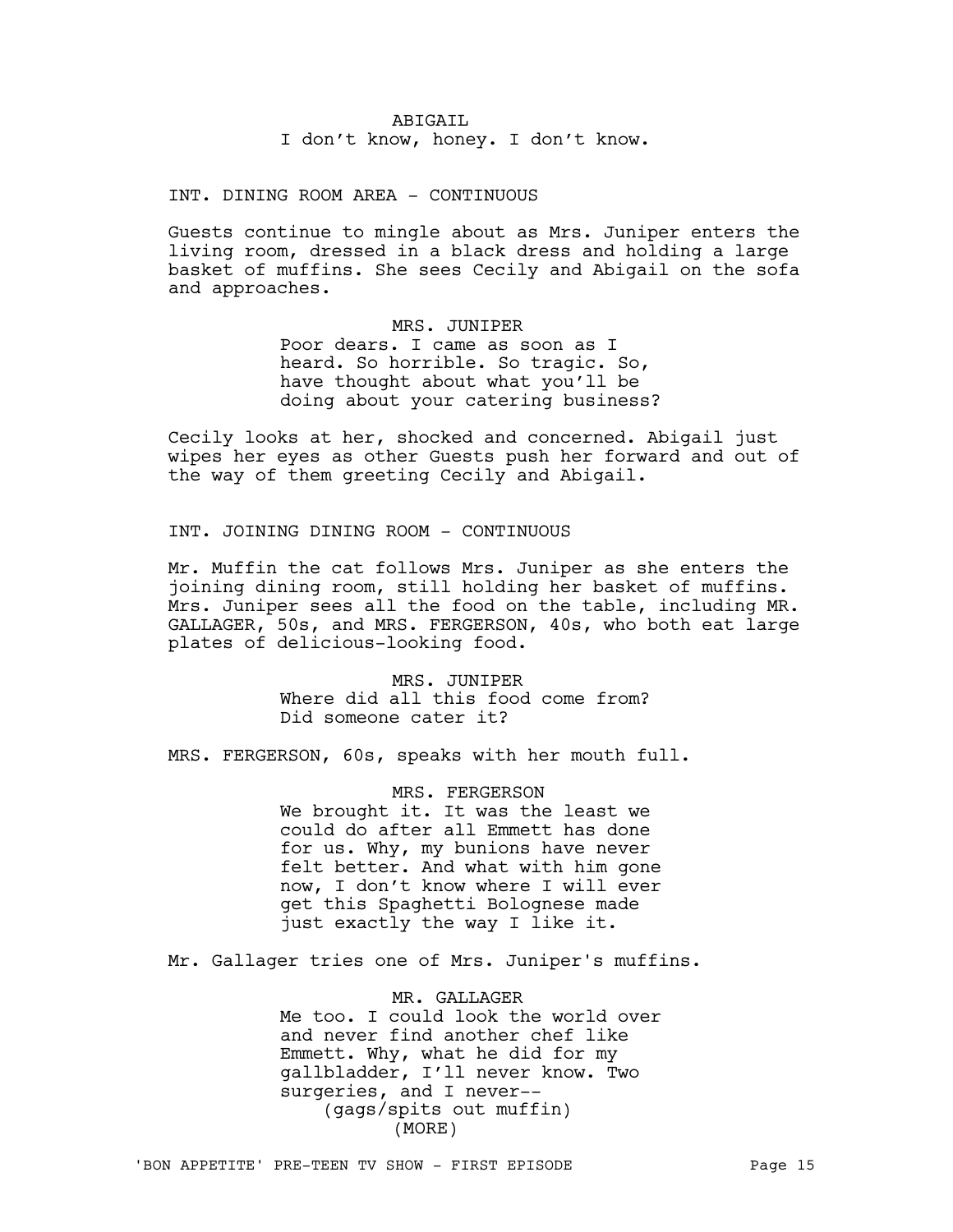ABIGAIL
I don't know, honey. I don't know.

INT. DINING ROOM AREA - CONTINUOUS

Guests continue to mingle about as Mrs. Juniper enters the living room, dressed in a black dress and holding a large basket of muffins. She sees Cecily and Abigail on the sofa and approaches.

MRS. JUNIPER
Poor dears. I came as soon as I heard. So horrible. So tragic. So, have thought about what you'll be doing about your catering business?

Cecily looks at her, shocked and concerned. Abigail just wipes her eyes as other Guests push her forward and out of the way of them greeting Cecily and Abigail.

INT. JOINING DINING ROOM - CONTINUOUS

Mr. Muffin the cat follows Mrs. Juniper as she enters the joining dining room, still holding her basket of muffins. Mrs. Juniper sees all the food on the table, including MR. GALLAGER, 50s, and MRS. FERGERSON, 40s, who both eat large plates of delicious-looking food.

MRS. JUNIPER
Where did all this food come from? Did someone cater it?

MRS. FERGERSON, 60s, speaks with her mouth full.

MRS. FERGERSON
We brought it. It was the least we could do after all Emmett has done for us. Why, my bunions have never felt better. And what with him gone now, I don't know where I will ever get this Spaghetti Bolognese made just exactly the way I like it.

Mr. Gallager tries one of Mrs. Juniper's muffins.

MR. GALLAGER
Me too. I could look the world over and never find another chef like Emmett. Why, what he did for my gallbladder, I'll never know. Two surgeries, and I never--
(gags/spits out muffin)
(MORE)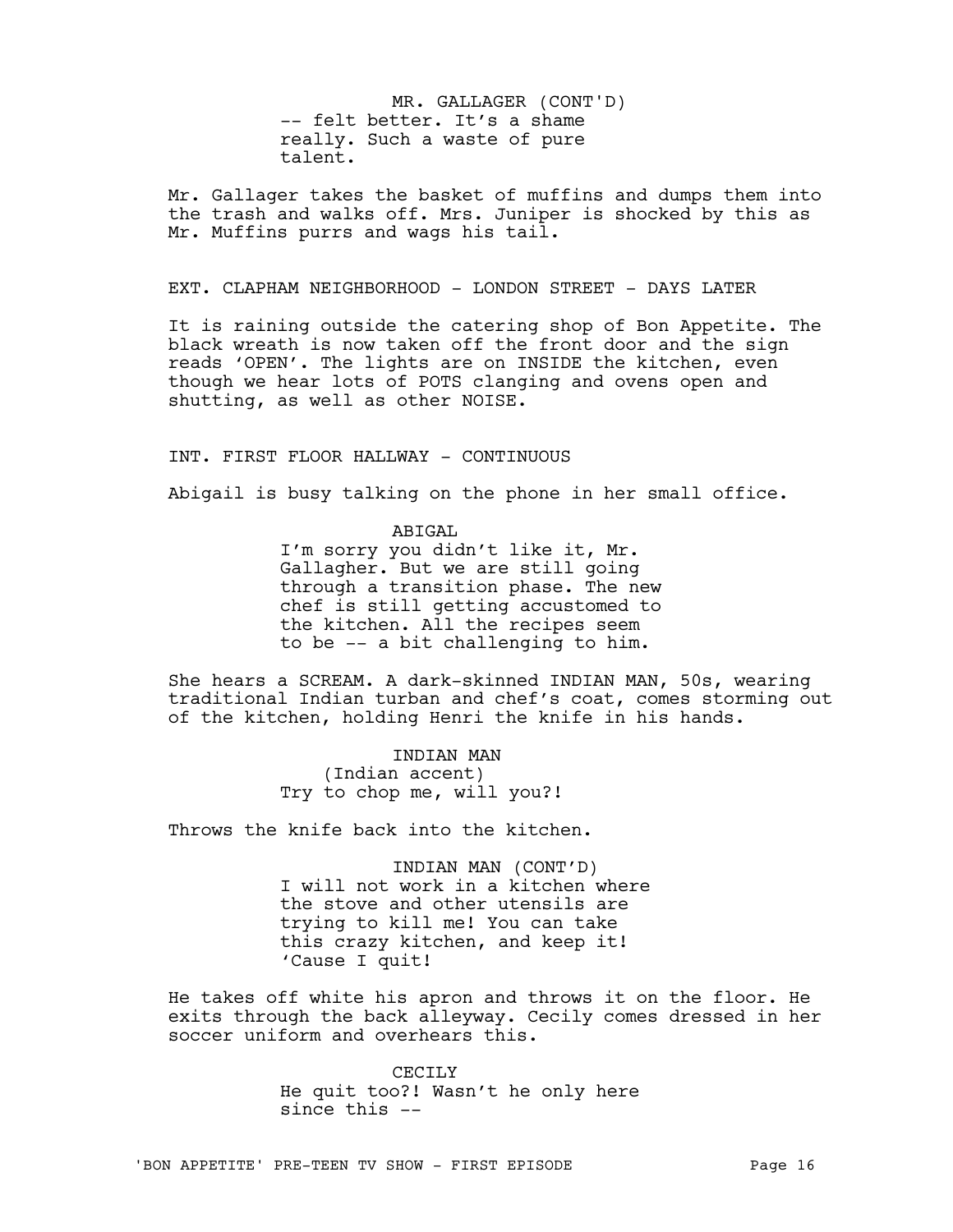MR. GALLAGER (CONT'D)
-- felt better. It's a shame really. Such a waste of pure talent.

Mr. Gallager takes the basket of muffins and dumps them into the trash and walks off. Mrs. Juniper is shocked by this as Mr. Muffins purrs and wags his tail.

EXT. CLAPHAM NEIGHBORHOOD - LONDON STREET - DAYS LATER

It is raining outside the catering shop of Bon Appetite. The black wreath is now taken off the front door and the sign reads 'OPEN'. The lights are on INSIDE the kitchen, even though we hear lots of POTS clanging and ovens open and shutting, as well as other NOISE.

INT. FIRST FLOOR HALLWAY - CONTINUOUS

Abigail is busy talking on the phone in her small office.

ABIGAL
I'm sorry you didn't like it, Mr. Gallagher. But we are still going through a transition phase. The new chef is still getting accustomed to the kitchen. All the recipes seem to be -- a bit challenging to him.

She hears a SCREAM. A dark-skinned INDIAN MAN, 50s, wearing traditional Indian turban and chef's coat, comes storming out of the kitchen, holding Henri the knife in his hands.

INDIAN MAN
(Indian accent)
Try to chop me, will you?!

Throws the knife back into the kitchen.

INDIAN MAN (CONT'D)
I will not work in a kitchen where the stove and other utensils are trying to kill me! You can take this crazy kitchen, and keep it! 'Cause I quit!

He takes off white his apron and throws it on the floor. He exits through the back alleyway. Cecily comes dressed in her soccer uniform and overhears this.

CECILY
He quit too?! Wasn't he only here since this --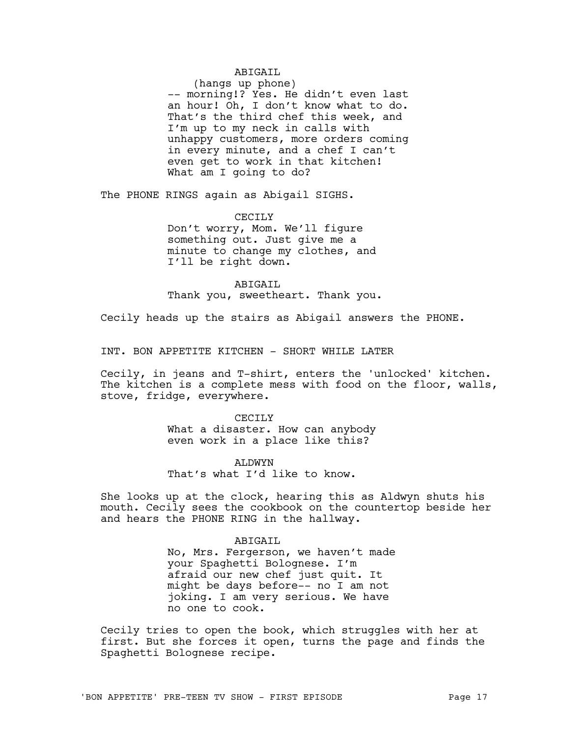ABIGAIL
(hangs up phone)
-- morning!? Yes. He didn't even last an hour! Oh, I don't know what to do. That's the third chef this week, and I'm up to my neck in calls with unhappy customers, more orders coming in every minute, and a chef I can't even get to work in that kitchen! What am I going to do?

The PHONE RINGS again as Abigail SIGHS.

CECILY
Don't worry, Mom. We'll figure something out. Just give me a minute to change my clothes, and I'll be right down.

ABIGAIL
Thank you, sweetheart. Thank you.

Cecily heads up the stairs as Abigail answers the PHONE.

INT. BON APPETITE KITCHEN - SHORT WHILE LATER

Cecily, in jeans and T-shirt, enters the 'unlocked' kitchen. The kitchen is a complete mess with food on the floor, walls, stove, fridge, everywhere.

CECILY
What a disaster. How can anybody even work in a place like this?

ALDWYN
That's what I'd like to know.

She looks up at the clock, hearing this as Aldwyn shuts his mouth. Cecily sees the cookbook on the countertop beside her and hears the PHONE RING in the hallway.

ABIGAIL
No, Mrs. Fergerson, we haven't made your Spaghetti Bolognese. I'm afraid our new chef just quit. It might be days before-- no I am not joking. I am very serious. We have no one to cook.

Cecily tries to open the book, which struggles with her at first. But she forces it open, turns the page and finds the Spaghetti Bolognese recipe.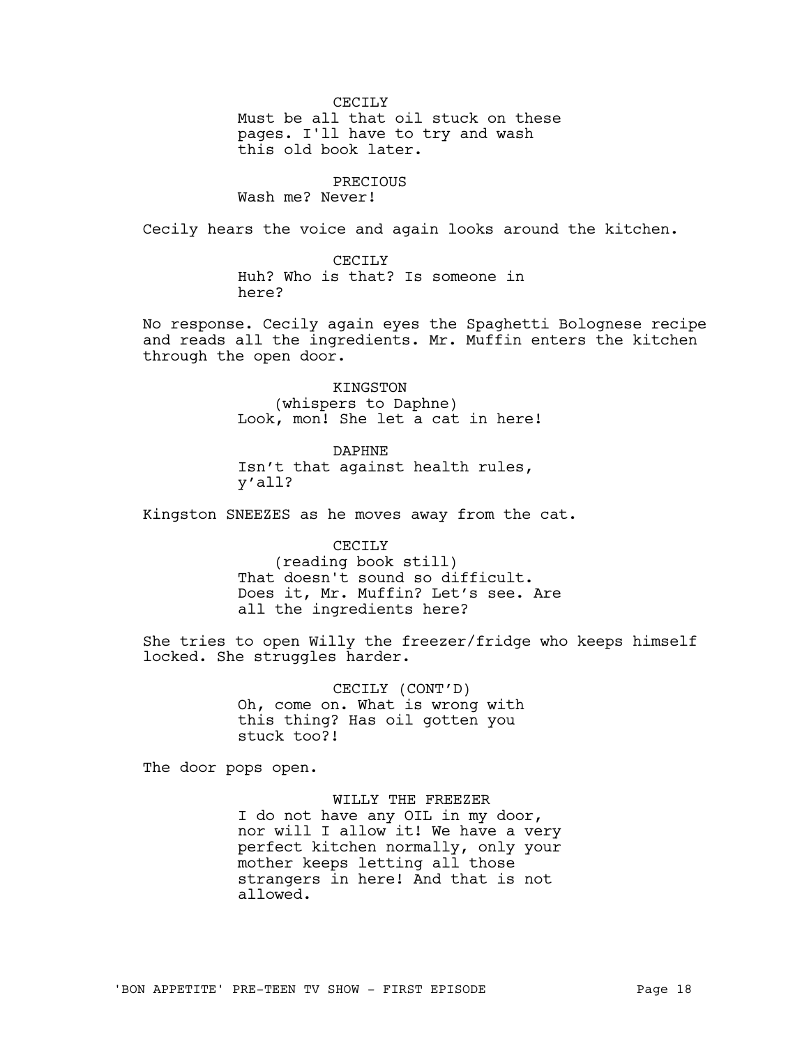CECILY

Must be all that oil stuck on these pages. I'll have to try and wash this old book later.

PRECIOUS

Wash me? Never!

Cecily hears the voice and again looks around the kitchen.

CECILY

Huh? Who is that? Is someone in here?

No response. Cecily again eyes the Spaghetti Bolognese recipe and reads all the ingredients. Mr. Muffin enters the kitchen through the open door.

KINGSTON

(whispers to Daphne)

Look, mon! She let a cat in here!

DAPHNE

Isn't that against health rules, y'all?

Kingston SNEEZES as he moves away from the cat.

CECILY

(reading book still)

That doesn't sound so difficult. Does it, Mr. Muffin? Let's see. Are all the ingredients here?

She tries to open Willy the freezer/fridge who keeps himself locked. She struggles harder.

CECILY (CONT'D)

Oh, come on. What is wrong with this thing? Has oil gotten you stuck too?!

The door pops open.

WILLY THE FREEZER

I do not have any OIL in my door, nor will I allow it! We have a very perfect kitchen normally, only your mother keeps letting all those strangers in here! And that is not allowed.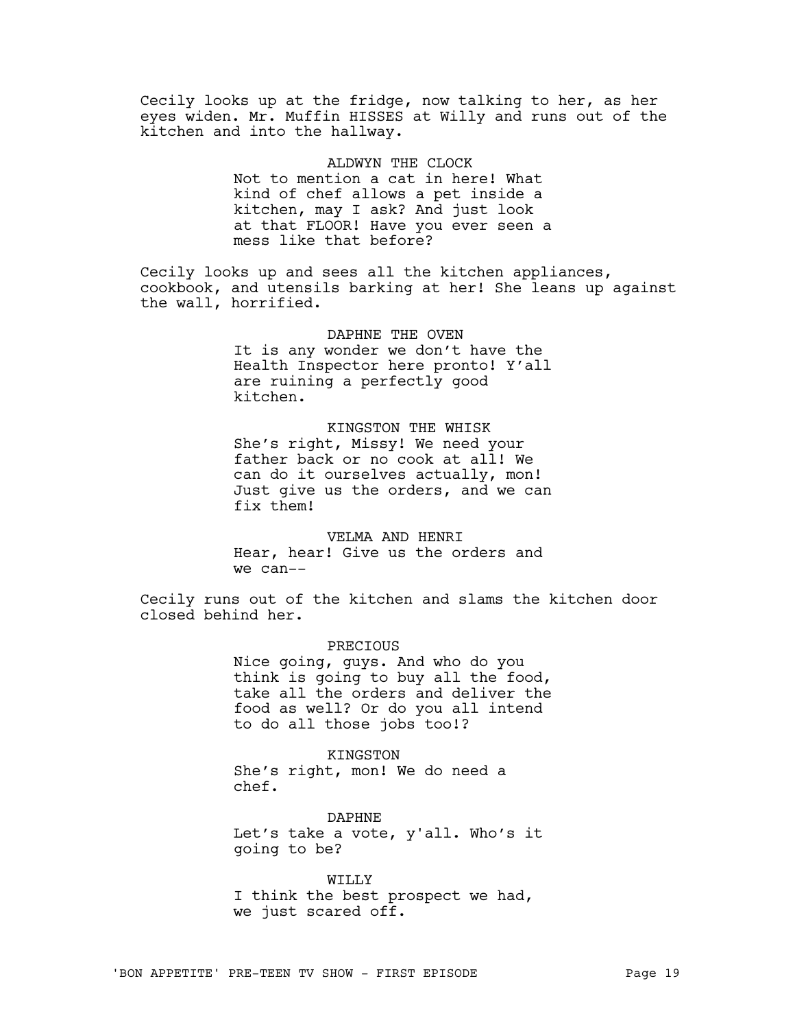Cecily looks up at the fridge, now talking to her, as her eyes widen. Mr. Muffin HISSES at Willy and runs out of the kitchen and into the hallway.

ALDWYN THE CLOCK
Not to mention a cat in here! What kind of chef allows a pet inside a kitchen, may I ask? And just look at that FLOOR! Have you ever seen a mess like that before?

Cecily looks up and sees all the kitchen appliances, cookbook, and utensils barking at her! She leans up against the wall, horrified.

DAPHNE THE OVEN
It is any wonder we don't have the Health Inspector here pronto! Y'all are ruining a perfectly good kitchen.

KINGSTON THE WHISK
She's right, Missy! We need your father back or no cook at all! We can do it ourselves actually, mon! Just give us the orders, and we can fix them!

VELMA AND HENRI
Hear, hear! Give us the orders and we can--

Cecily runs out of the kitchen and slams the kitchen door closed behind her.

PRECIOUS
Nice going, guys. And who do you think is going to buy all the food, take all the orders and deliver the food as well? Or do you all intend to do all those jobs too!?

KINGSTON
She's right, mon! We do need a chef.

DAPHNE
Let's take a vote, y'all. Who's it going to be?

WILLY
I think the best prospect we had, we just scared off.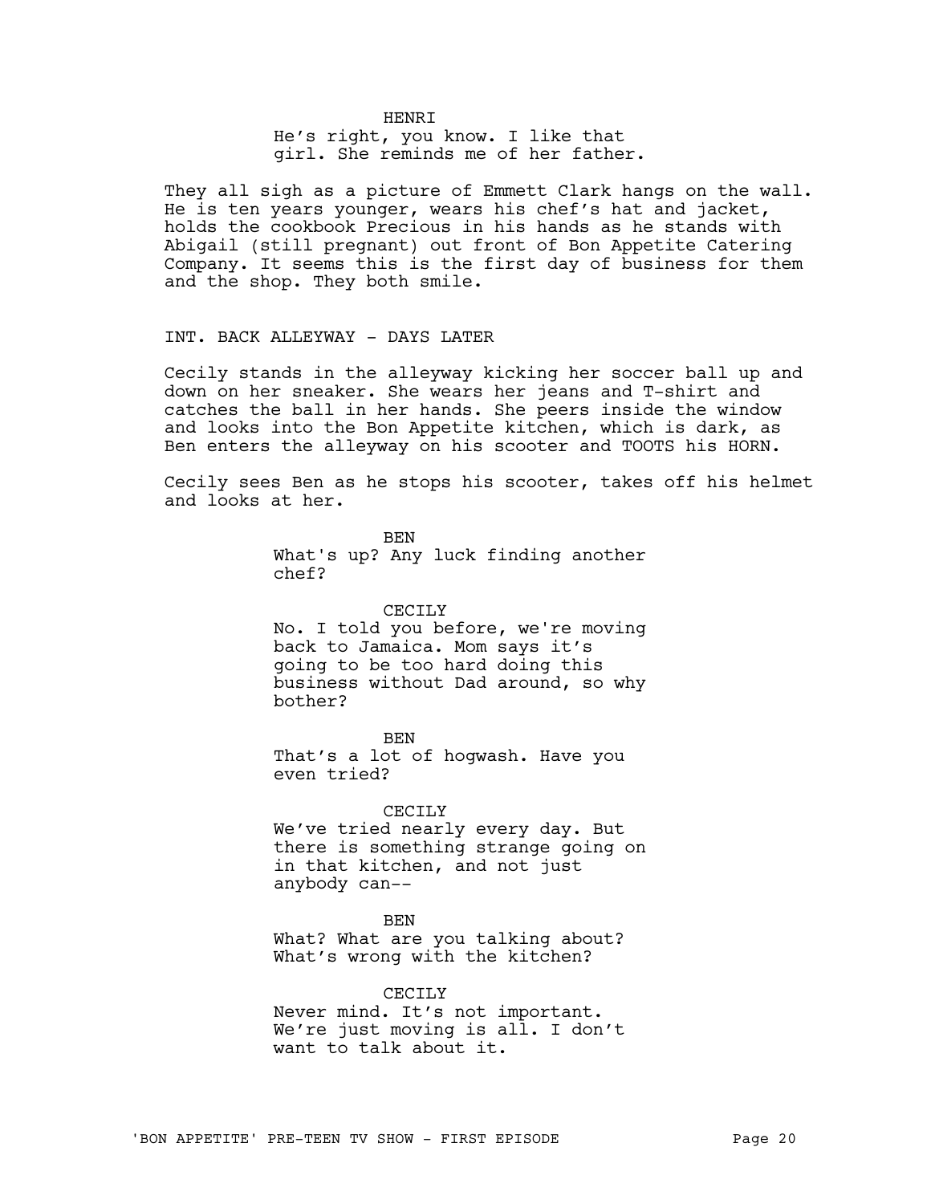HENRI

He's right, you know. I like that girl. She reminds me of her father.

They all sigh as a picture of Emmett Clark hangs on the wall. He is ten years younger, wears his chef's hat and jacket, holds the cookbook Precious in his hands as he stands with Abigail (still pregnant) out front of Bon Appetite Catering Company. It seems this is the first day of business for them and the shop. They both smile.

INT. BACK ALLEYWAY - DAYS LATER

Cecily stands in the alleyway kicking her soccer ball up and down on her sneaker. She wears her jeans and T-shirt and catches the ball in her hands. She peers inside the window and looks into the Bon Appetite kitchen, which is dark, as Ben enters the alleyway on his scooter and TOOTS his HORN.

Cecily sees Ben as he stops his scooter, takes off his helmet and looks at her.

BEN

What's up? Any luck finding another chef?

CECILY

No. I told you before, we're moving back to Jamaica. Mom says it's going to be too hard doing this business without Dad around, so why bother?

BEN

That's a lot of hogwash. Have you even tried?

CECILY

We've tried nearly every day. But there is something strange going on in that kitchen, and not just anybody can--

BEN

What? What are you talking about? What's wrong with the kitchen?

CECILY

Never mind. It's not important. We're just moving is all. I don't want to talk about it.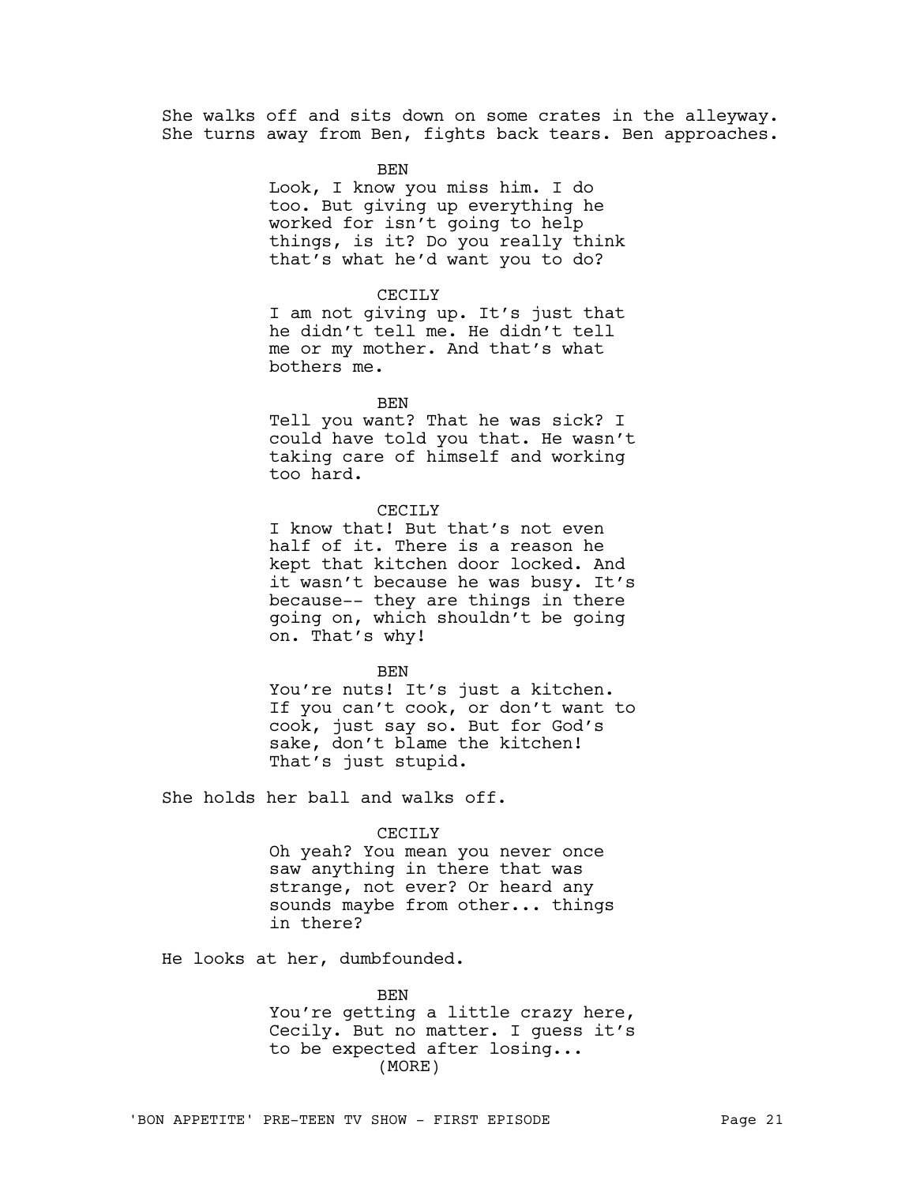She walks off and sits down on some crates in the alleyway. She turns away from Ben, fights back tears. Ben approaches.

BEN
Look, I know you miss him. I do too. But giving up everything he worked for isn't going to help things, is it? Do you really think that's what he'd want you to do?

CECILY
I am not giving up. It's just that he didn't tell me. He didn't tell me or my mother. And that's what bothers me.

BEN
Tell you want? That he was sick? I could have told you that. He wasn't taking care of himself and working too hard.

CECILY
I know that! But that's not even half of it. There is a reason he kept that kitchen door locked. And it wasn't because he was busy. It's because-- they are things in there going on, which shouldn't be going on. That's why!

BEN
You're nuts! It's just a kitchen. If you can't cook, or don't want to cook, just say so. But for God's sake, don't blame the kitchen! That's just stupid.

She holds her ball and walks off.

CECILY
Oh yeah? You mean you never once saw anything in there that was strange, not ever? Or heard any sounds maybe from other... things in there?

He looks at her, dumbfounded.

BEN
You're getting a little crazy here, Cecily. But no matter. I guess it's to be expected after losing...
(MORE)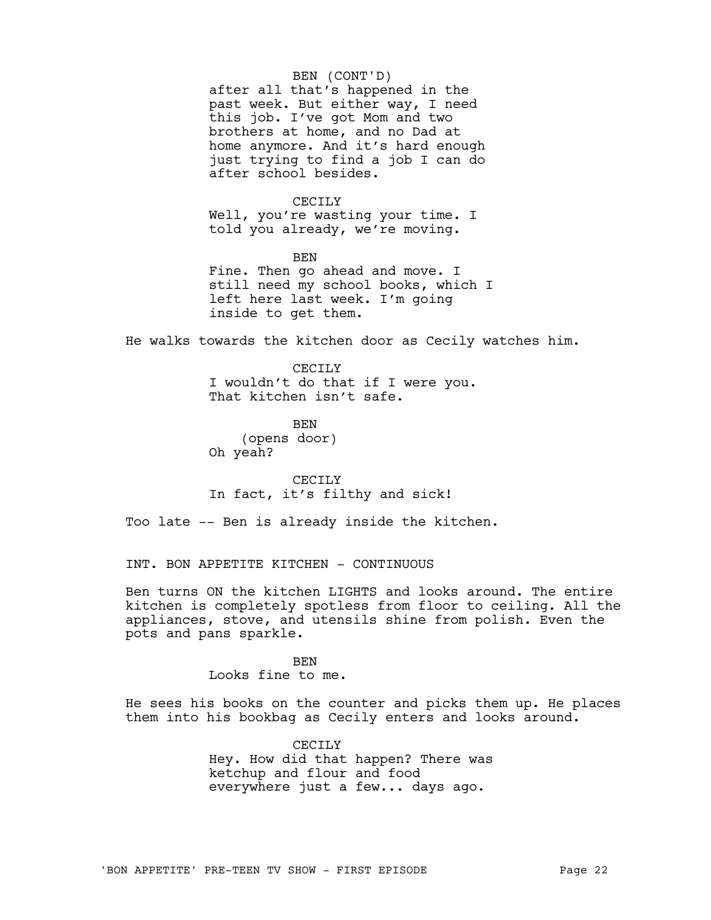BEN (CONT'D)
after all that's happened in the past week. But either way, I need this job. I've got Mom and two brothers at home, and no Dad at home anymore. And it's hard enough just trying to find a job I can do after school besides.

CECILY
Well, you're wasting your time. I told you already, we're moving.

BEN
Fine. Then go ahead and move. I still need my school books, which I left here last week. I'm going inside to get them.

He walks towards the kitchen door as Cecily watches him.

CECILY
I wouldn't do that if I were you. That kitchen isn't safe.

BEN
(opens door)
Oh yeah?

CECILY
In fact, it's filthy and sick!

Too late -- Ben is already inside the kitchen.

INT. BON APPETITE KITCHEN - CONTINUOUS

Ben turns ON the kitchen LIGHTS and looks around. The entire kitchen is completely spotless from floor to ceiling. All the appliances, stove, and utensils shine from polish. Even the pots and pans sparkle.

BEN
Looks fine to me.

He sees his books on the counter and picks them up. He places them into his bookbag as Cecily enters and looks around.

CECILY
Hey. How did that happen? There was ketchup and flour and food everywhere just a few... days ago.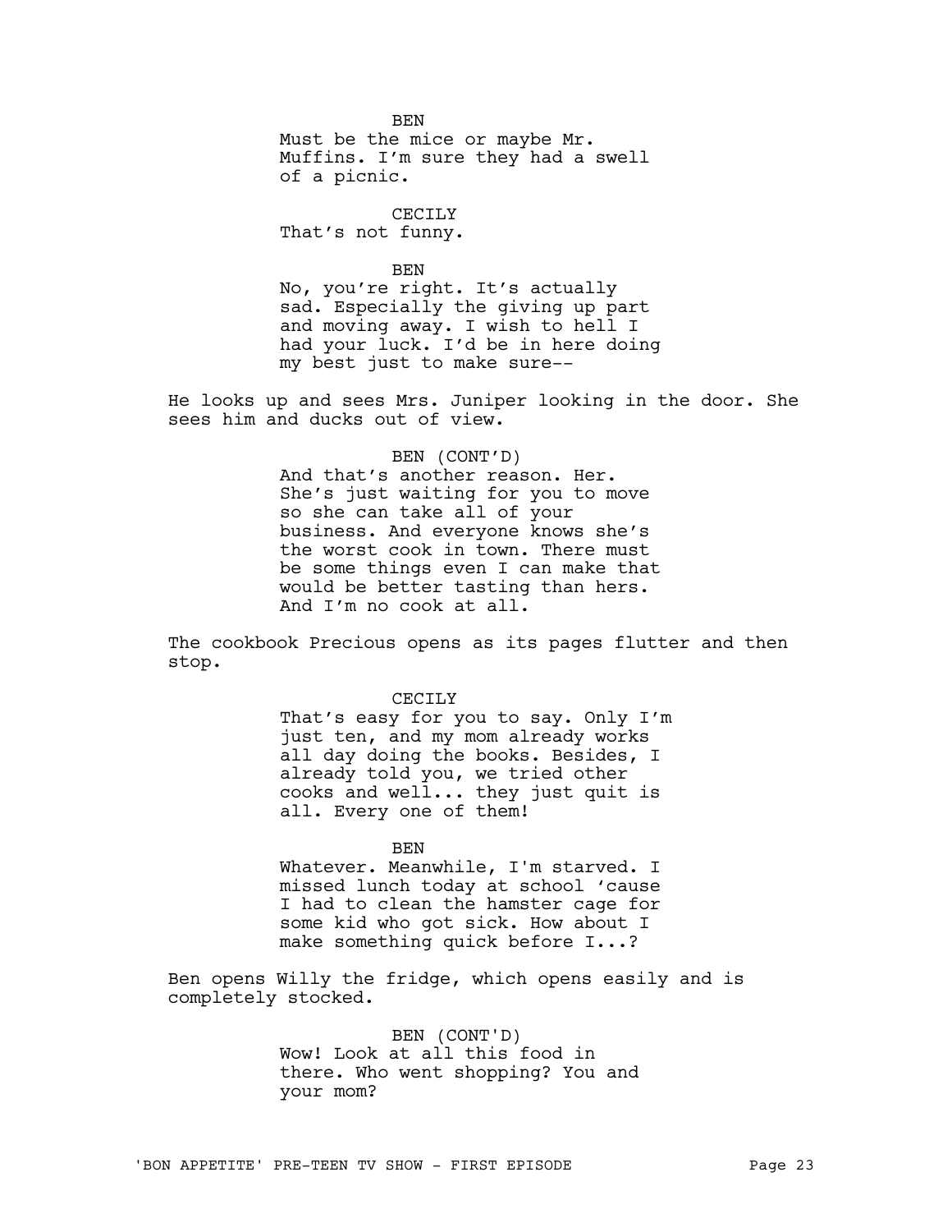BEN
Must be the mice or maybe Mr. Muffins. I'm sure they had a swell of a picnic.

CECILY
That's not funny.

BEN
No, you're right. It's actually sad. Especially the giving up part and moving away. I wish to hell I had your luck. I'd be in here doing my best just to make sure--

He looks up and sees Mrs. Juniper looking in the door. She sees him and ducks out of view.

BEN (CONT'D)
And that's another reason. Her. She's just waiting for you to move so she can take all of your business. And everyone knows she's the worst cook in town. There must be some things even I can make that would be better tasting than hers. And I'm no cook at all.

The cookbook Precious opens as its pages flutter and then stop.

CECILY
That's easy for you to say. Only I'm just ten, and my mom already works all day doing the books. Besides, I already told you, we tried other cooks and well... they just quit is all. Every one of them!

BEN
Whatever. Meanwhile, I'm starved. I missed lunch today at school 'cause I had to clean the hamster cage for some kid who got sick. How about I make something quick before I...?

Ben opens Willy the fridge, which opens easily and is completely stocked.

BEN (CONT'D)
Wow! Look at all this food in there. Who went shopping? You and your mom?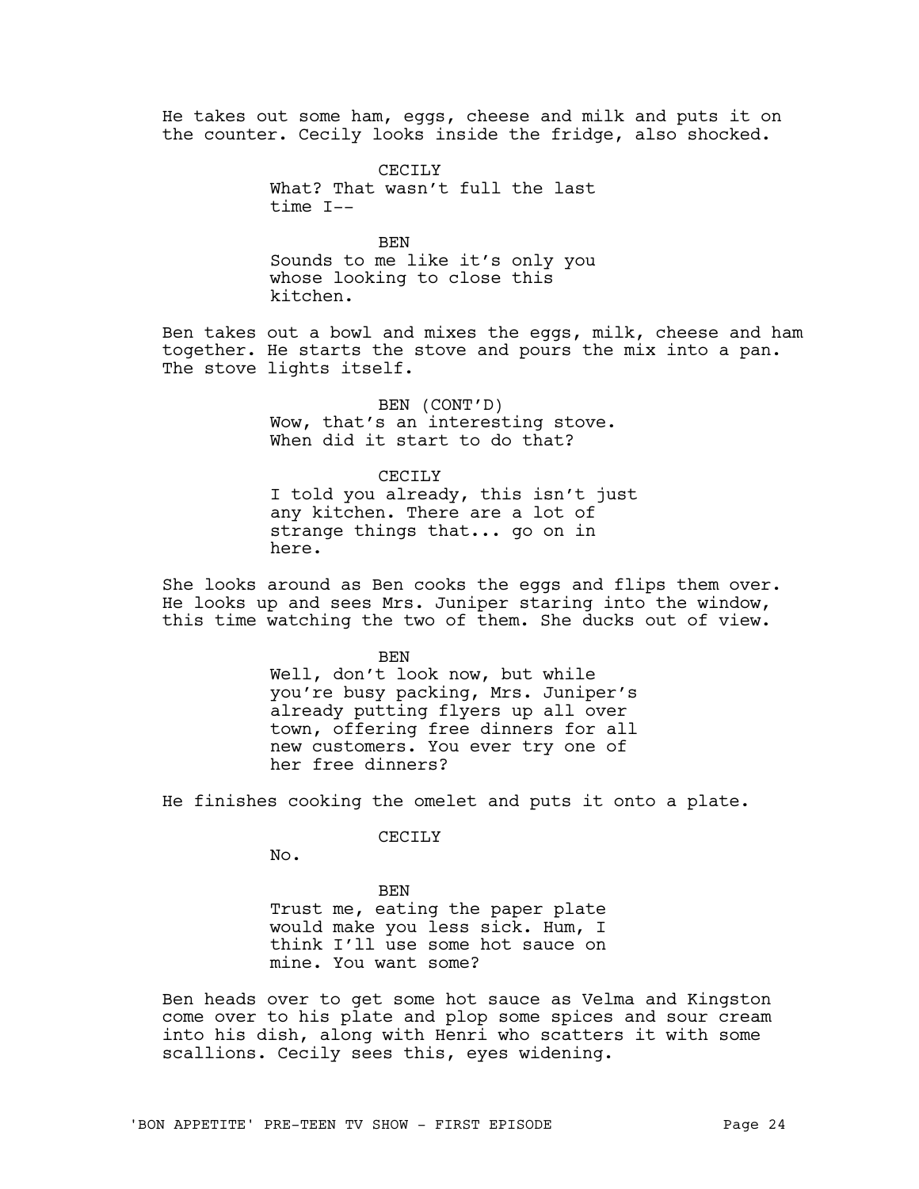He takes out some ham, eggs, cheese and milk and puts it on the counter. Cecily looks inside the fridge, also shocked.

CECILY
What? That wasn't full the last time I--

BEN
Sounds to me like it's only you whose looking to close this kitchen.

Ben takes out a bowl and mixes the eggs, milk, cheese and ham together. He starts the stove and pours the mix into a pan. The stove lights itself.

BEN (CONT'D)
Wow, that's an interesting stove. When did it start to do that?

CECILY
I told you already, this isn't just any kitchen. There are a lot of strange things that... go on in here.

She looks around as Ben cooks the eggs and flips them over. He looks up and sees Mrs. Juniper staring into the window, this time watching the two of them. She ducks out of view.

BEN
Well, don't look now, but while you're busy packing, Mrs. Juniper's already putting flyers up all over town, offering free dinners for all new customers. You ever try one of her free dinners?

He finishes cooking the omelet and puts it onto a plate.

CECILY
No.

BEN
Trust me, eating the paper plate would make you less sick. Hum, I think I'll use some hot sauce on mine. You want some?

Ben heads over to get some hot sauce as Velma and Kingston come over to his plate and plop some spices and sour cream into his dish, along with Henri who scatters it with some scallions. Cecily sees this, eyes widening.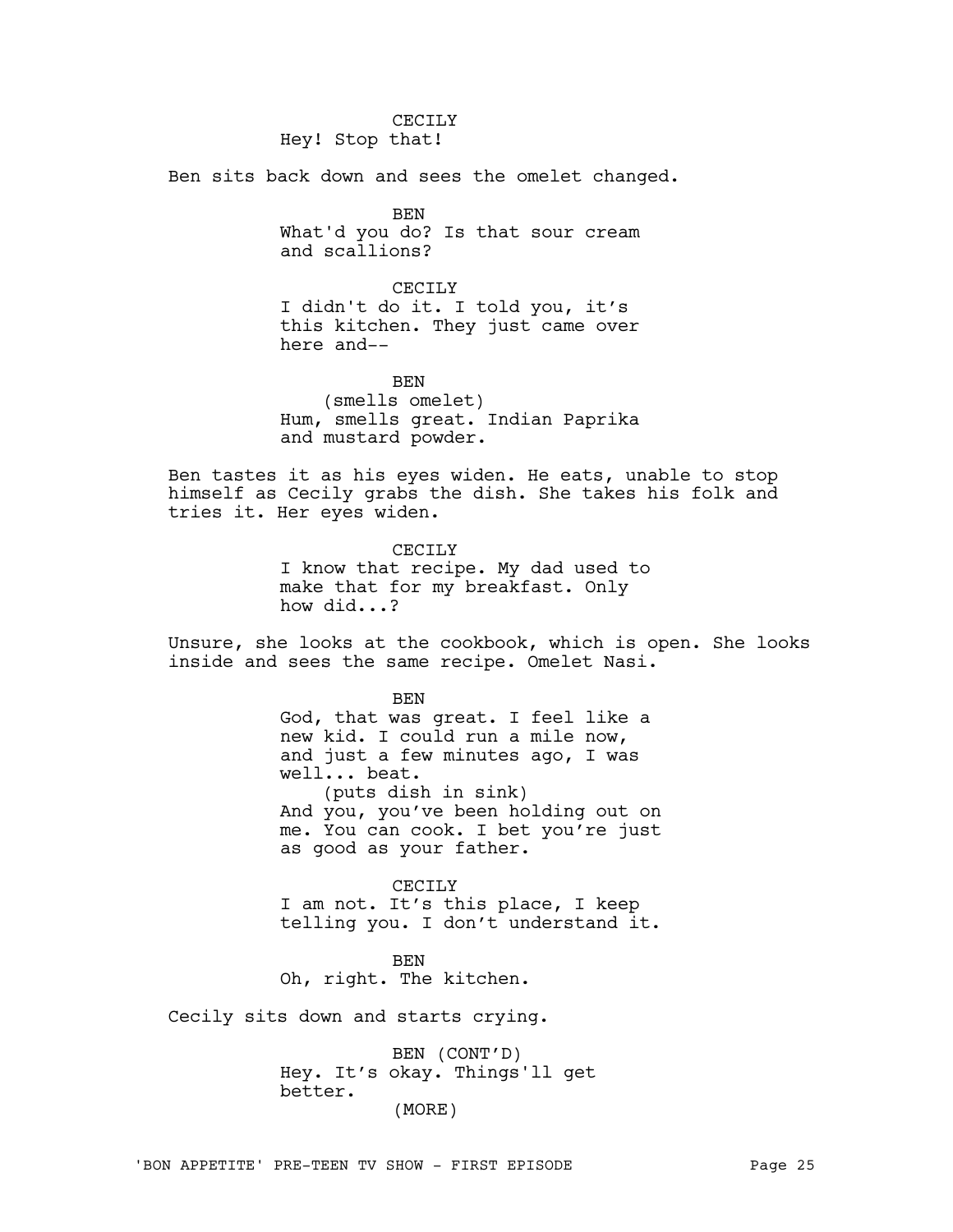CECILY
Hey! Stop that!

Ben sits back down and sees the omelet changed.

BEN
What'd you do? Is that sour cream and scallions?

CECILY
I didn't do it. I told you, it's this kitchen. They just came over here and--

BEN
(smells omelet)
Hum, smells great. Indian Paprika and mustard powder.

Ben tastes it as his eyes widen. He eats, unable to stop himself as Cecily grabs the dish. She takes his folk and tries it. Her eyes widen.

CECILY
I know that recipe. My dad used to make that for my breakfast. Only how did...?

Unsure, she looks at the cookbook, which is open. She looks inside and sees the same recipe. Omelet Nasi.

BEN
God, that was great. I feel like a new kid. I could run a mile now, and just a few minutes ago, I was well... beat.
(puts dish in sink)
And you, you've been holding out on me. You can cook. I bet you're just as good as your father.

CECILY
I am not. It's this place, I keep telling you. I don't understand it.

BEN
Oh, right. The kitchen.

Cecily sits down and starts crying.

BEN (CONT'D)
Hey. It's okay. Things'll get better.
(MORE)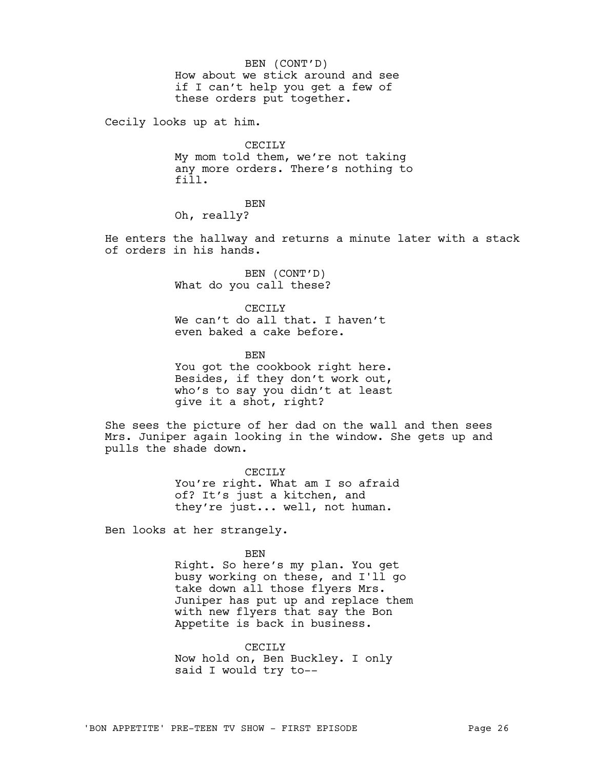BEN (CONT'D)
How about we stick around and see if I can't help you get a few of these orders put together.

Cecily looks up at him.

CECILY
My mom told them, we're not taking any more orders. There's nothing to fill.

BEN
Oh, really?

He enters the hallway and returns a minute later with a stack of orders in his hands.

BEN (CONT'D)
What do you call these?

CECILY
We can't do all that. I haven't even baked a cake before.

BEN
You got the cookbook right here. Besides, if they don't work out, who's to say you didn't at least give it a shot, right?

She sees the picture of her dad on the wall and then sees Mrs. Juniper again looking in the window. She gets up and pulls the shade down.

CECILY
You're right. What am I so afraid of? It's just a kitchen, and they're just... well, not human.

Ben looks at her strangely.

BEN
Right. So here's my plan. You get busy working on these, and I'll go take down all those flyers Mrs. Juniper has put up and replace them with new flyers that say the Bon Appetite is back in business.

CECILY
Now hold on, Ben Buckley. I only said I would try to--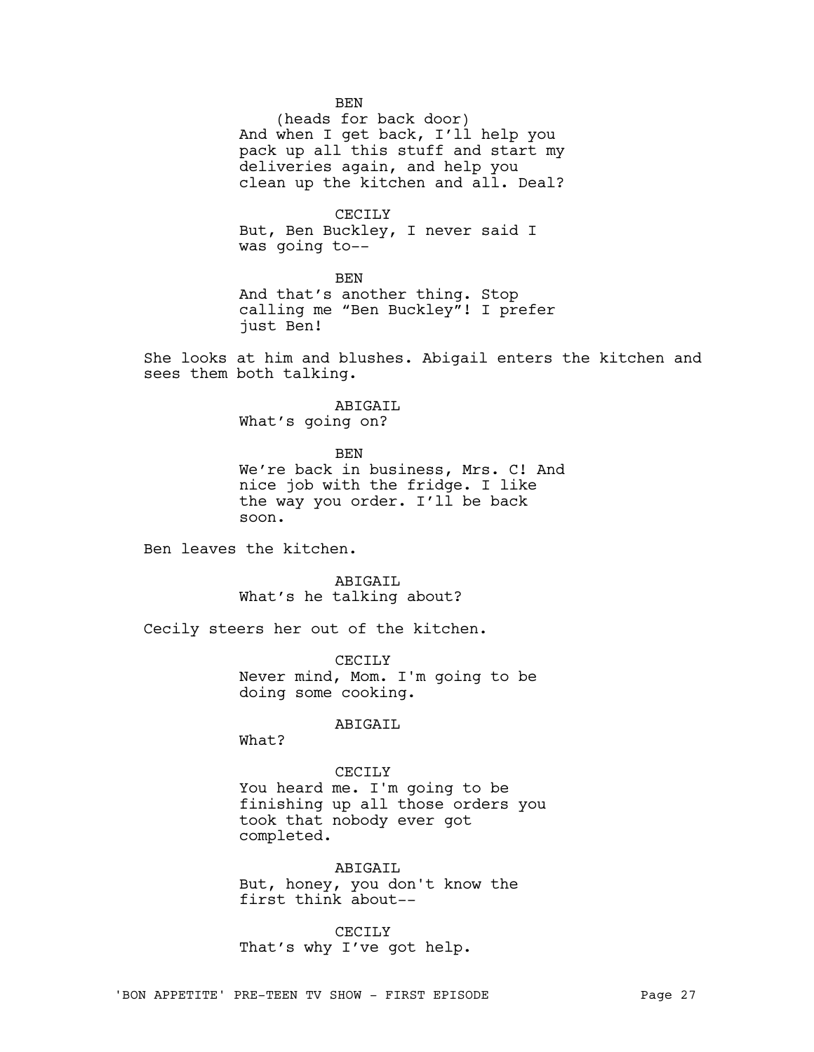BEN
(heads for back door)
And when I get back, I'll help you pack up all this stuff and start my deliveries again, and help you clean up the kitchen and all. Deal?

CECILY
But, Ben Buckley, I never said I was going to--

BEN
And that's another thing. Stop calling me "Ben Buckley"! I prefer just Ben!

She looks at him and blushes. Abigail enters the kitchen and sees them both talking.

ABIGAIL
What's going on?

BEN
We're back in business, Mrs. C! And nice job with the fridge. I like the way you order. I'll be back soon.

Ben leaves the kitchen.

ABIGAIL
What's he talking about?

Cecily steers her out of the kitchen.

CECILY
Never mind, Mom. I'm going to be doing some cooking.

ABIGAIL
What?

CECILY
You heard me. I'm going to be finishing up all those orders you took that nobody ever got completed.

ABIGAIL
But, honey, you don't know the first think about--

CECILY
That's why I've got help.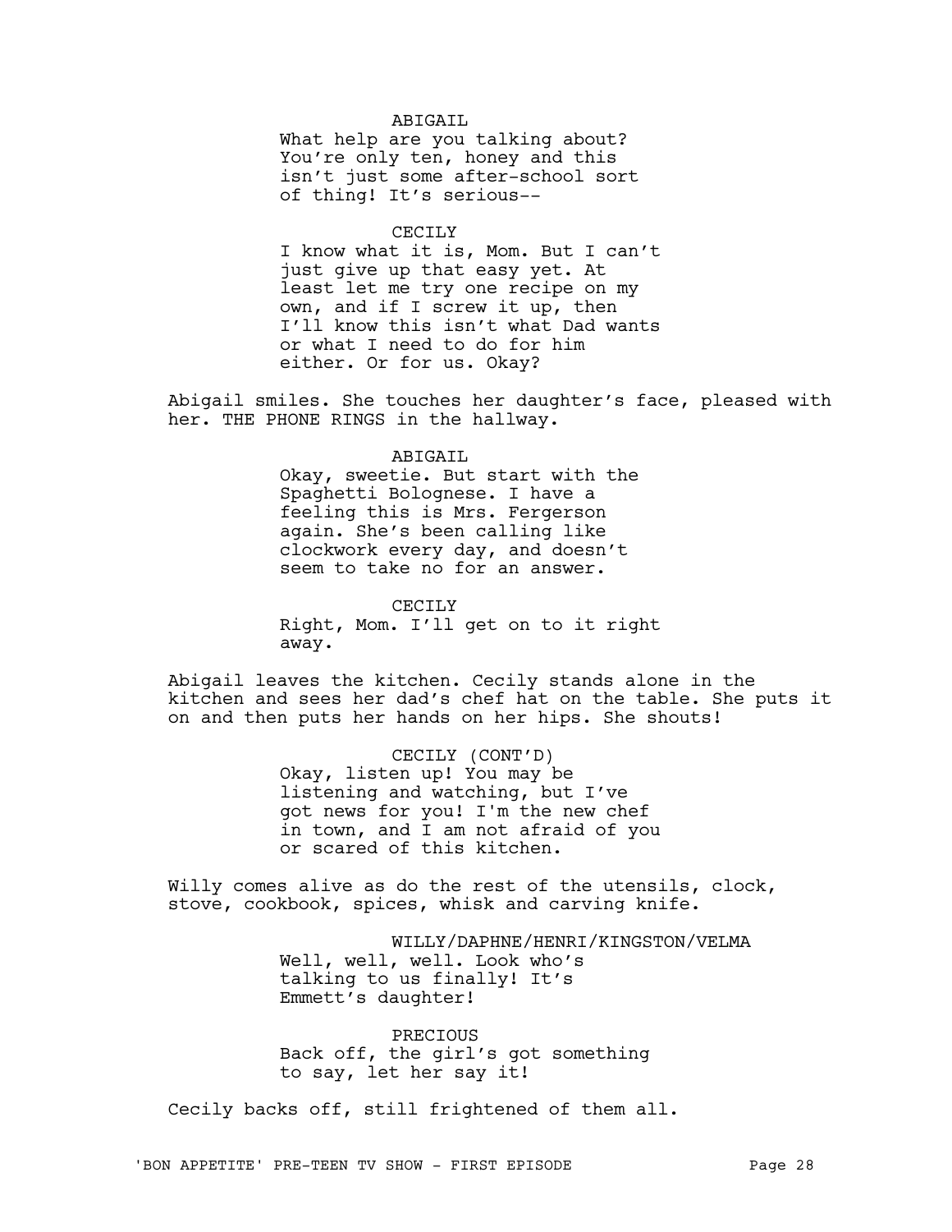ABIGAIL

What help are you talking about? You're only ten, honey and this isn't just some after-school sort of thing! It's serious--

CECILY

I know what it is, Mom. But I can't just give up that easy yet. At least let me try one recipe on my own, and if I screw it up, then I'll know this isn't what Dad wants or what I need to do for him either. Or for us. Okay?

Abigail smiles. She touches her daughter's face, pleased with her. THE PHONE RINGS in the hallway.

ABIGAIL

Okay, sweetie. But start with the Spaghetti Bolognese. I have a feeling this is Mrs. Fergerson again. She's been calling like clockwork every day, and doesn't seem to take no for an answer.

CECILY

Right, Mom. I'll get on to it right away.

Abigail leaves the kitchen. Cecily stands alone in the kitchen and sees her dad's chef hat on the table. She puts it on and then puts her hands on her hips. She shouts!

CECILY (CONT'D)

Okay, listen up! You may be listening and watching, but I've got news for you! I'm the new chef in town, and I am not afraid of you or scared of this kitchen.

Willy comes alive as do the rest of the utensils, clock, stove, cookbook, spices, whisk and carving knife.

WILLY/DAPHNE/HENRI/KINGSTON/VELMA

Well, well, well. Look who's talking to us finally! It's Emmett's daughter!

PRECIOUS

Back off, the girl's got something to say, let her say it!

Cecily backs off, still frightened of them all.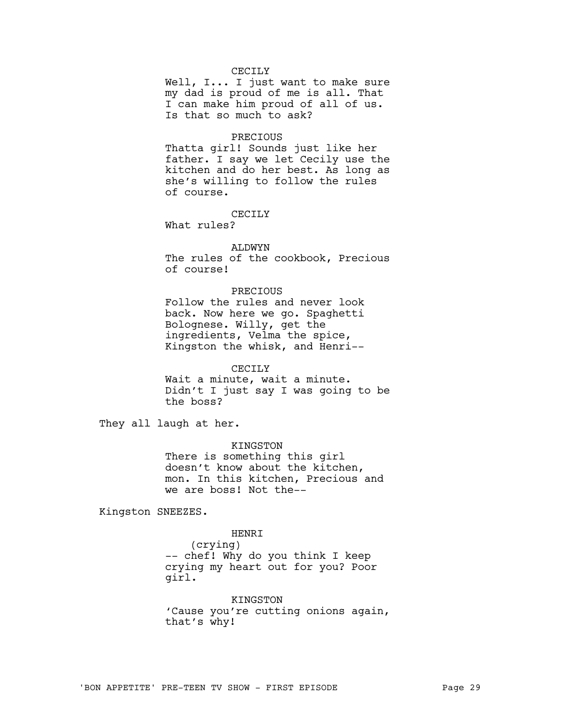CECILY

Well, I... I just want to make sure my dad is proud of me is all. That I can make him proud of all of us. Is that so much to ask?

PRECIOUS

Thatta girl! Sounds just like her father. I say we let Cecily use the kitchen and do her best. As long as she's willing to follow the rules of course.

CECILY

What rules?

ALDWYN

The rules of the cookbook, Precious of course!

PRECIOUS

Follow the rules and never look back. Now here we go. Spaghetti Bolognese. Willy, get the ingredients, Velma the spice, Kingston the whisk, and Henri--

CECILY

Wait a minute, wait a minute. Didn't I just say I was going to be the boss?

They all laugh at her.

KINGSTON

There is something this girl doesn't know about the kitchen, mon. In this kitchen, Precious and we are boss! Not the--

Kingston SNEEZES.

HENRI

(crying)

-- chef! Why do you think I keep crying my heart out for you? Poor girl.

KINGSTON

'Cause you're cutting onions again, that's why!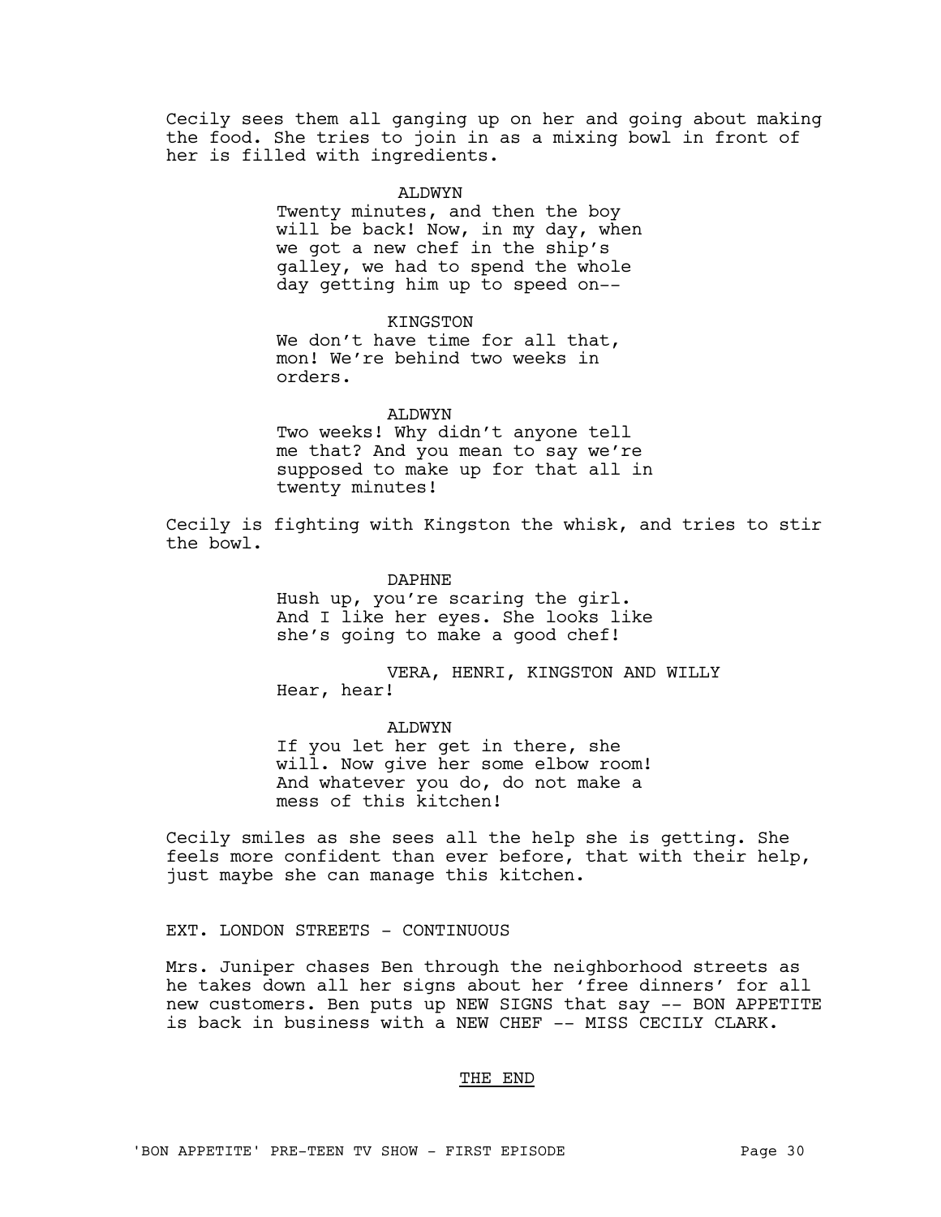Cecily sees them all ganging up on her and going about making the food. She tries to join in as a mixing bowl in front of her is filled with ingredients.

ALDWYN

Twenty minutes, and then the boy will be back! Now, in my day, when we got a new chef in the ship's galley, we had to spend the whole day getting him up to speed on--

KINGSTON

We don't have time for all that, mon! We're behind two weeks in orders.

ALDWYN

Two weeks! Why didn't anyone tell me that? And you mean to say we're supposed to make up for that all in twenty minutes!

Cecily is fighting with Kingston the whisk, and tries to stir the bowl.

DAPHNE

Hush up, you're scaring the girl. And I like her eyes. She looks like she's going to make a good chef!

VERA, HENRI, KINGSTON AND WILLY

Hear, hear!

ALDWYN

If you let her get in there, she will. Now give her some elbow room! And whatever you do, do not make a mess of this kitchen!

Cecily smiles as she sees all the help she is getting. She feels more confident than ever before, that with their help, just maybe she can manage this kitchen.

EXT. LONDON STREETS - CONTINUOUS

Mrs. Juniper chases Ben through the neighborhood streets as he takes down all her signs about her 'free dinners' for all new customers. Ben puts up NEW SIGNS that say -- BON APPETITE is back in business with a NEW CHEF -- MISS CECILY CLARK.

<u>THE END</u>